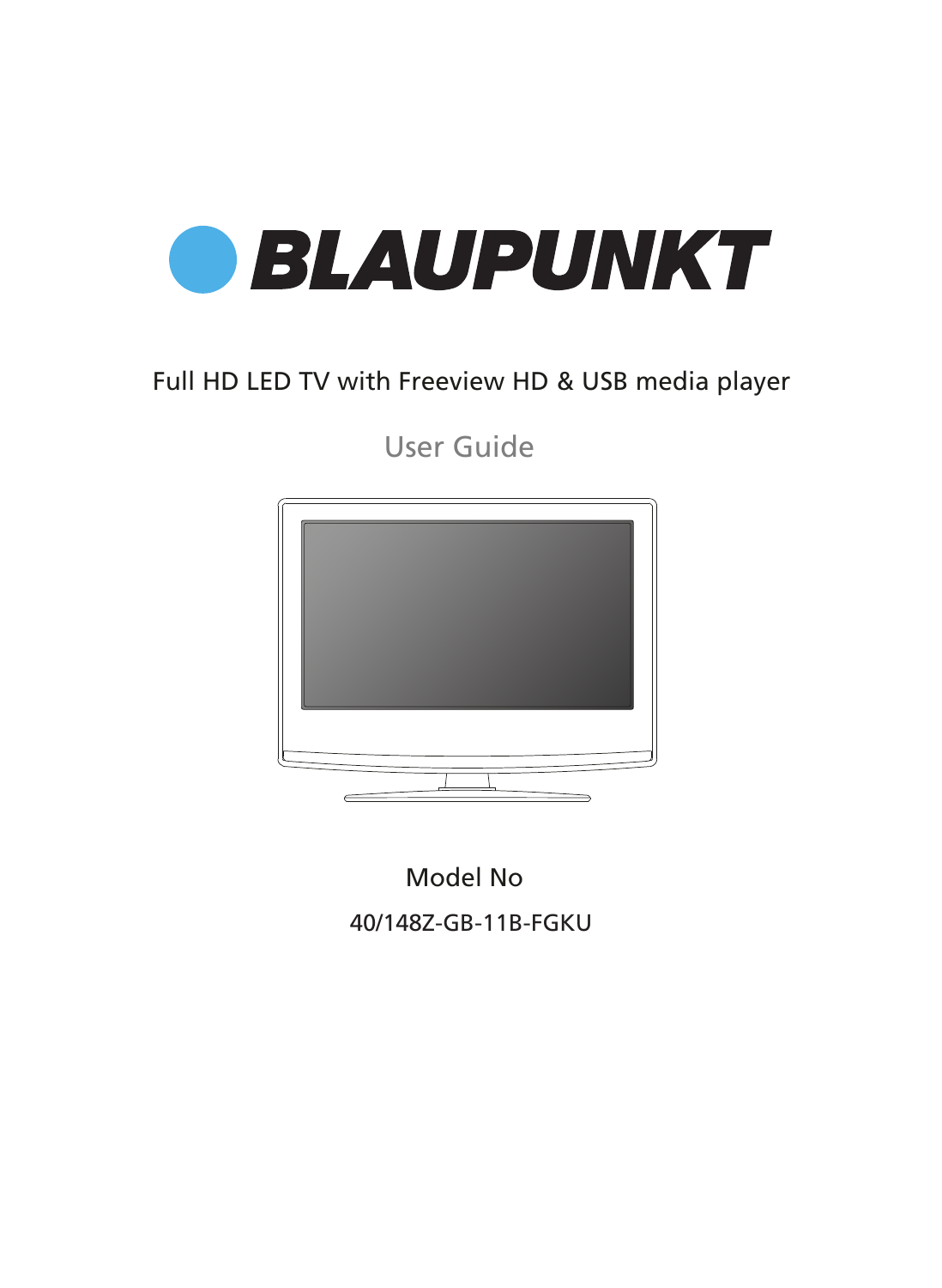# BLAUPUNKT

Full HD LED TV with Freeview HD & USB media player

## User Guide

Model No

40/148Z-GB-11B-FGKU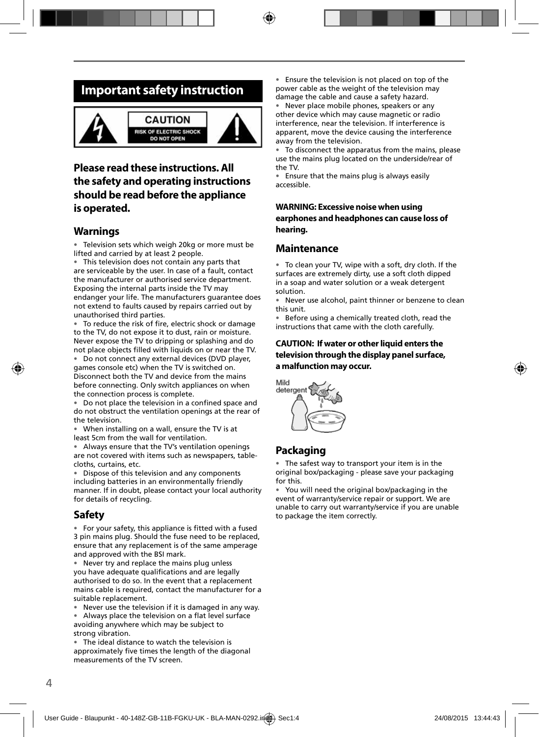# Important safety instruction

CAUTION
RISK OF ELECTRIC SHOCK
DO NOT OPEN

## Please read these instructions. All the safety and operating instructions should be read before the appliance is operated.

## Warnings

- Television sets which weigh 20kg or more must be lifted and carried by at least 2 people.
- This television does not contain any parts that are serviceable by the user. In case of a fault, contact the manufacturer or authorised service department. Exposing the internal parts inside the TV may endanger your life. The manufacturers guarantee does not extend to faults caused by repairs carried out by unauthorised third parties.
- To reduce the risk of fire, electric shock or damage to the TV, do not expose it to dust, rain or moisture. Never expose the TV to dripping or splashing and do not place objects filled with liquids on or near the TV.
- Do not connect any external devices (DVD player, games console etc) when the TV is switched on. Disconnect both the TV and device from the mains before connecting. Only switch appliances on when the connection process is complete.
- Do not place the television in a confined space and do not obstruct the ventilation openings at the rear of the television.
- When installing on a wall, ensure the TV is at least 5cm from the wall for ventilation.
- Always ensure that the TV's ventilation openings are not covered with items such as newspapers, table-cloths, curtains, etc.
- Dispose of this television and any components including batteries in an environmentally friendly manner. If in doubt, please contact your local authority for details of recycling.

## Safety

- For your safety, this appliance is fitted with a fused 3 pin mains plug. Should the fuse need to be replaced, ensure that any replacement is of the same amperage and approved with the BSI mark.
- Never try and replace the mains plug unless you have adequate qualifications and are legally authorised to do so. In the event that a replacement mains cable is required, contact the manufacturer for a suitable replacement.
- Never use the television if it is damaged in any way.
- Always place the television on a flat level surface avoiding anywhere which may be subject to strong vibration.
- The ideal distance to watch the television is approximately five times the length of the diagonal measurements of the TV screen.
- Ensure the television is not placed on top of the power cable as the weight of the television may damage the cable and cause a safety hazard.
- Never place mobile phones, speakers or any other device which may cause magnetic or radio interference, near the television. If interference is apparent, move the device causing the interference away from the television.
- To disconnect the apparatus from the mains, please use the mains plug located on the underside/rear of the TV.
- Ensure that the mains plug is always easily accessible.

**WARNING: Excessive noise when using earphones and headphones can cause loss of hearing.**

## Maintenance

- To clean your TV, wipe with a soft, dry cloth. If the surfaces are extremely dirty, use a soft cloth dipped in a soap and water solution or a weak detergent solution.
- Never use alcohol, paint thinner or benzene to clean this unit.
- Before using a chemically treated cloth, read the instructions that came with the cloth carefully.

**CAUTION: If water or other liquid enters the television through the display panel surface, a malfunction may occur.**

Mild detergent

## Packaging

- The safest way to transport your item is in the original box/packaging - please save your packaging for this.
- You will need the original box/packaging in the event of warranty/service repair or support. We are unable to carry out warranty/service if you are unable to package the item correctly.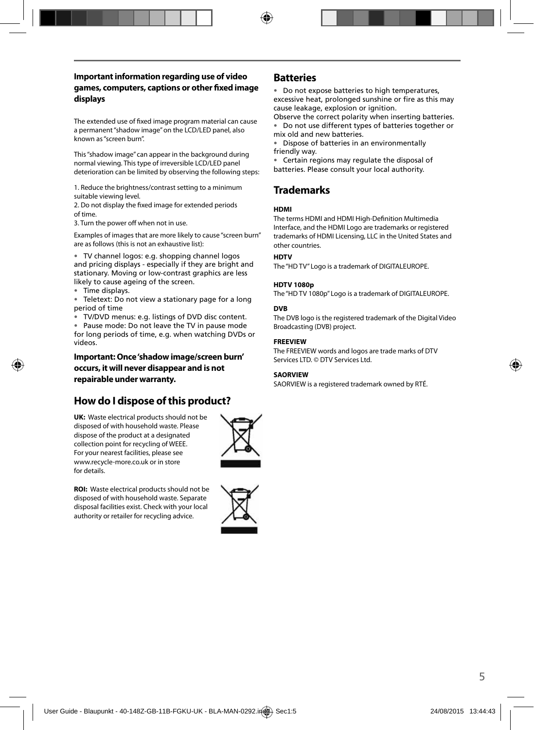### Important information regarding use of video games, computers, captions or other fixed image displays

The extended use of fixed image program material can cause a permanent "shadow image" on the LCD/LED panel, also known as "screen burn".

This "shadow image" can appear in the background during normal viewing. This type of irreversible LCD/LED panel deterioration can be limited by observing the following steps:

1. Reduce the brightness/contrast setting to a minimum suitable viewing level.
2. Do not display the fixed image for extended periods of time.
3. Turn the power off when not in use.

Examples of images that are more likely to cause "screen burn" are as follows (this is not an exhaustive list):

- TV channel logos: e.g. shopping channel logos and pricing displays - especially if they are bright and stationary. Moving or low-contrast graphics are less likely to cause ageing of the screen.
- Time displays.
- Teletext: Do not view a stationary page for a long period of time
- TV/DVD menus: e.g. listings of DVD disc content.
- Pause mode: Do not leave the TV in pause mode for long periods of time, e.g. when watching DVDs or videos.

**Important: Once 'shadow image/screen burn' occurs, it will never disappear and is not repairable under warranty.**

## How do I dispose of this product?

**UK:** Waste electrical products should not be disposed of with household waste. Please dispose of the product at a designated collection point for recycling of WEEE. For your nearest facilities, please see www.recycle-more.co.uk or in store for details.

**ROI:** Waste electrical products should not be disposed of with household waste. Separate disposal facilities exist. Check with your local authority or retailer for recycling advice.

## Batteries

- Do not expose batteries to high temperatures, excessive heat, prolonged sunshine or fire as this may cause leakage, explosion or ignition.

Observe the correct polarity when inserting batteries.

- Do not use different types of batteries together or mix old and new batteries.
- Dispose of batteries in an environmentally friendly way.
- Certain regions may regulate the disposal of batteries. Please consult your local authority.

## Trademarks

**HDMI**

The terms HDMI and HDMI High-Definition Multimedia Interface, and the HDMI Logo are trademarks or registered trademarks of HDMI Licensing, LLC in the United States and other countries.

**HDTV**

The "HD TV" Logo is a trademark of DIGITALEUROPE.

**HDTV 1080p**

The "HD TV 1080p" Logo is a trademark of DIGITALEUROPE.

**DVB**

The DVB logo is the registered trademark of the Digital Video Broadcasting (DVB) project.

**FREEVIEW**

The FREEVIEW words and logos are trade marks of DTV Services LTD. © DTV Services Ltd.

**SAORVIEW**

SAORVIEW is a registered trademark owned by RTÉ.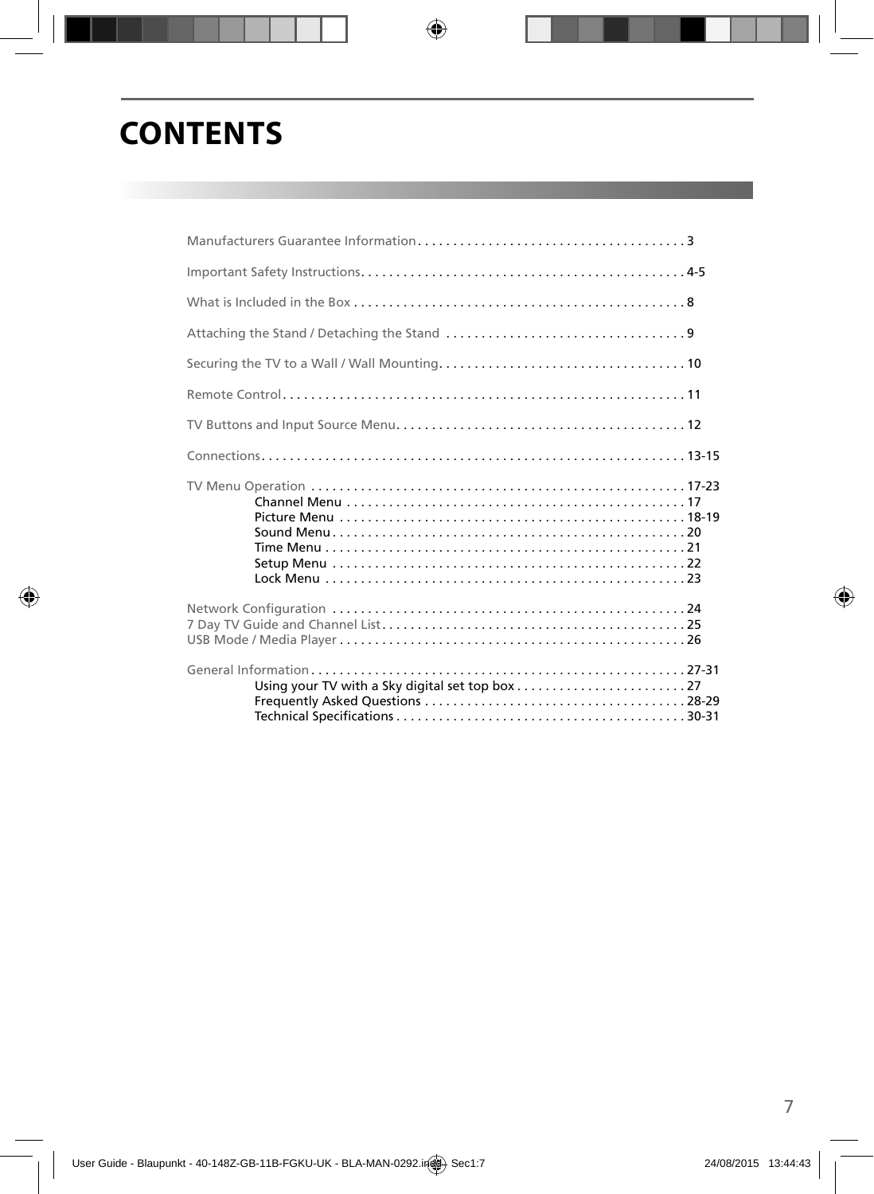# CONTENTS

Manufacturers Guarantee Information . . . . . . . . . . . . . . . . . . . . . . . . . . . . . . . . . . . . . 3

Important Safety Instructions. . . . . . . . . . . . . . . . . . . . . . . . . . . . . . . . . . . . . . . . . . . . . 4-5

What is Included in the Box . . . . . . . . . . . . . . . . . . . . . . . . . . . . . . . . . . . . . . . . . . . . . . 8

Attaching the Stand / Detaching the Stand . . . . . . . . . . . . . . . . . . . . . . . . . . . . . . . . . 9

Securing the TV to a Wall / Wall Mounting. . . . . . . . . . . . . . . . . . . . . . . . . . . . . . . . . . 10

Remote Control. . . . . . . . . . . . . . . . . . . . . . . . . . . . . . . . . . . . . . . . . . . . . . . . . . . . . . . . 11

TV Buttons and Input Source Menu. . . . . . . . . . . . . . . . . . . . . . . . . . . . . . . . . . . . . . . . 12

Connections. . . . . . . . . . . . . . . . . . . . . . . . . . . . . . . . . . . . . . . . . . . . . . . . . . . . . . . . . . . 13-15

TV Menu Operation . . . . . . . . . . . . . . . . . . . . . . . . . . . . . . . . . . . . . . . . . . . . . . . . . . . . 17-23
- Channel Menu . . . . . . . . . . . . . . . . . . . . . . . . . . . . . . . . . . . . . . . . . . . . . . . . 17
- Picture Menu . . . . . . . . . . . . . . . . . . . . . . . . . . . . . . . . . . . . . . . . . . . . . . . . . 18-19
- Sound Menu . . . . . . . . . . . . . . . . . . . . . . . . . . . . . . . . . . . . . . . . . . . . . . . . . . 20
- Time Menu . . . . . . . . . . . . . . . . . . . . . . . . . . . . . . . . . . . . . . . . . . . . . . . . . . . 21
- Setup Menu . . . . . . . . . . . . . . . . . . . . . . . . . . . . . . . . . . . . . . . . . . . . . . . . . . 22
- Lock Menu . . . . . . . . . . . . . . . . . . . . . . . . . . . . . . . . . . . . . . . . . . . . . . . . . . . 23

Network Configuration . . . . . . . . . . . . . . . . . . . . . . . . . . . . . . . . . . . . . . . . . . . . . . . . . 24
7 Day TV Guide and Channel List. . . . . . . . . . . . . . . . . . . . . . . . . . . . . . . . . . . . . . . . . . 25
USB Mode / Media Player . . . . . . . . . . . . . . . . . . . . . . . . . . . . . . . . . . . . . . . . . . . . . . . . 26

General Information . . . . . . . . . . . . . . . . . . . . . . . . . . . . . . . . . . . . . . . . . . . . . . . . . . . . 27-31
- Using your TV with a Sky digital set top box . . . . . . . . . . . . . . . . . . . . . . . . 27
- Frequently Asked Questions . . . . . . . . . . . . . . . . . . . . . . . . . . . . . . . . . . . . . 28-29
- Technical Specifications . . . . . . . . . . . . . . . . . . . . . . . . . . . . . . . . . . . . . . . . . 30-31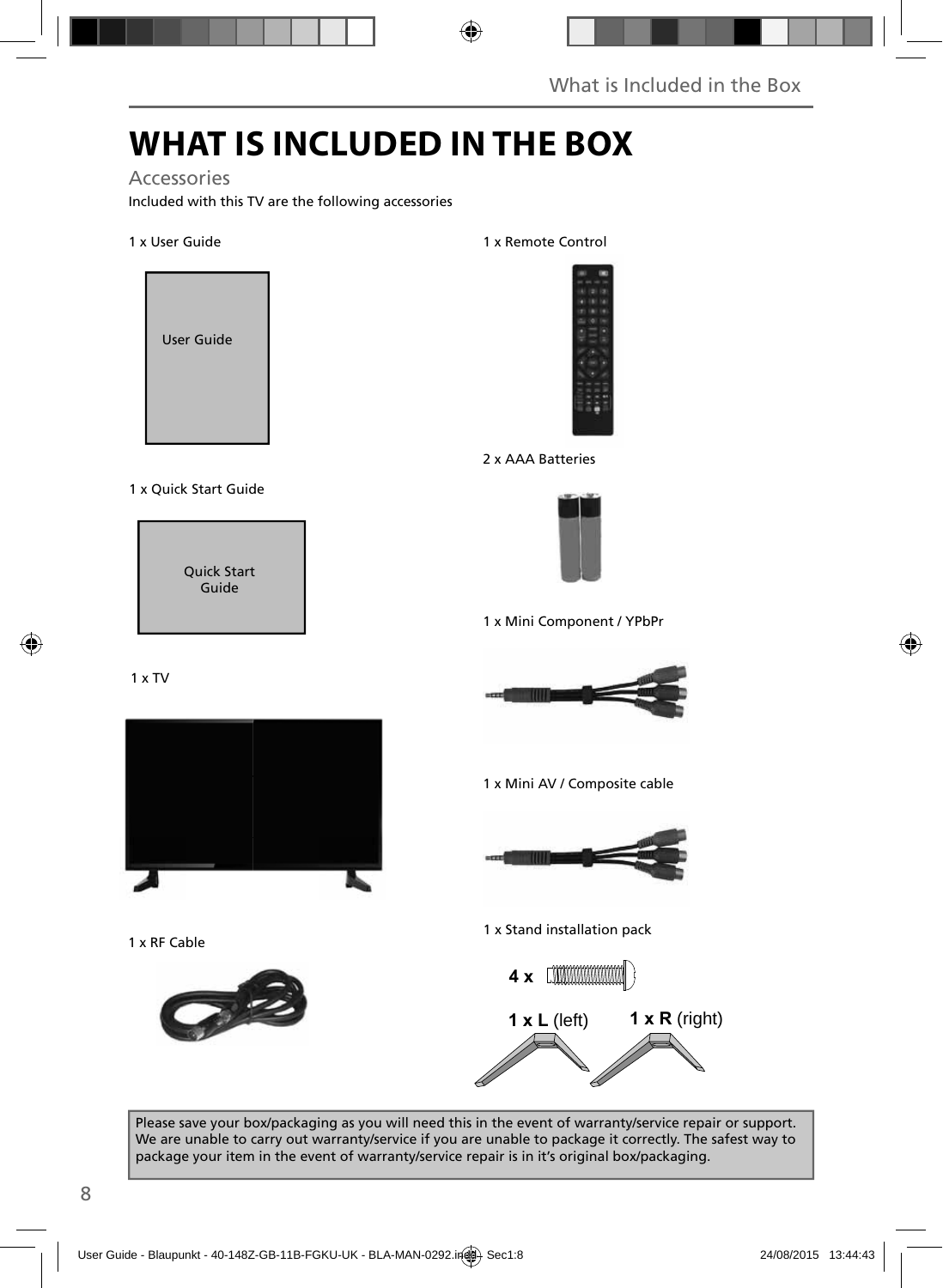# WHAT IS INCLUDED IN THE BOX

## Accessories

Included with this TV are the following accessories

1 x User Guide

User Guide

1 x Quick Start Guide

Quick Start Guide

1 x TV

1 x RF Cable

1 x Remote Control

2 x AAA Batteries

1 x Mini Component / YPbPr

1 x Mini AV / Composite cable

1 x Stand installation pack

**4 x**

**1 x L** (left) **1 x R** (right)

Please save your box/packaging as you will need this in the event of warranty/service repair or support. We are unable to carry out warranty/service if you are unable to package it correctly. The safest way to package your item in the event of warranty/service repair is in it's original box/packaging.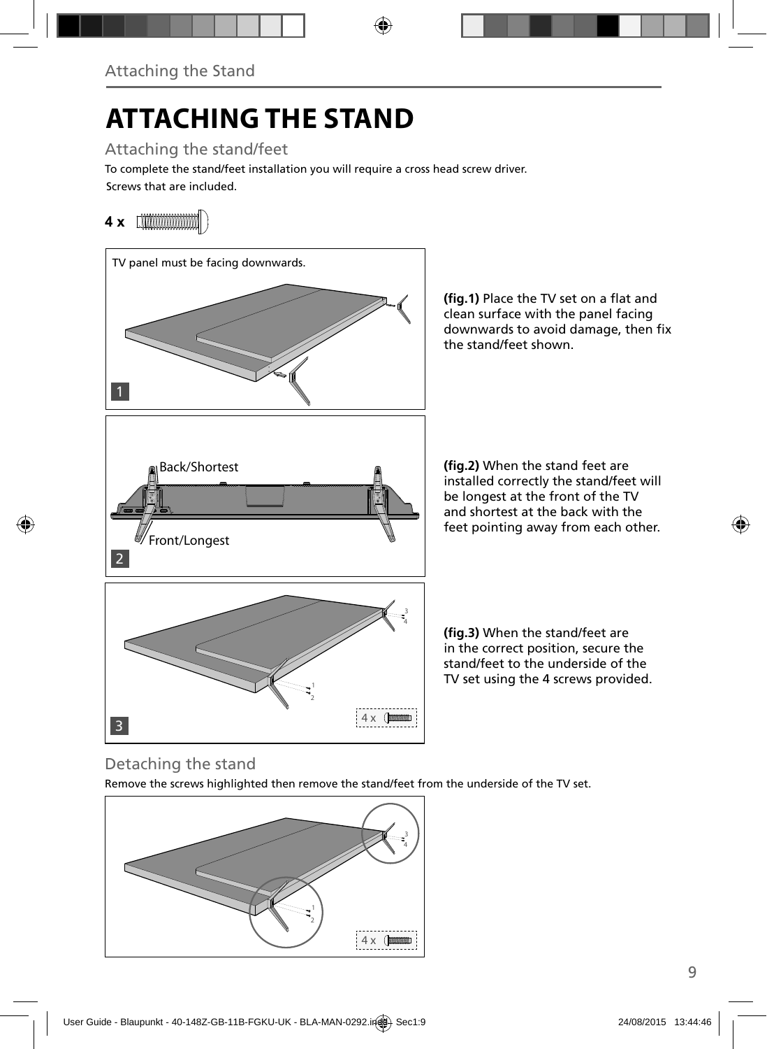# ATTACHING THE STAND

## Attaching the stand/feet

To complete the stand/feet installation you will require a cross head screw driver.

Screws that are included.

**4 x**

TV panel must be facing downwards.

**(fig.1)** Place the TV set on a flat and clean surface with the panel facing downwards to avoid damage, then fix the stand/feet shown.

Back/Shortest

Front/Longest

**(fig.2)** When the stand feet are installed correctly the stand/feet will be longest at the front of the TV and shortest at the back with the feet pointing away from each other.

**(fig.3)** When the stand/feet are in the correct position, secure the stand/feet to the underside of the TV set using the 4 screws provided.

## Detaching the stand

Remove the screws highlighted then remove the stand/feet from the underside of the TV set.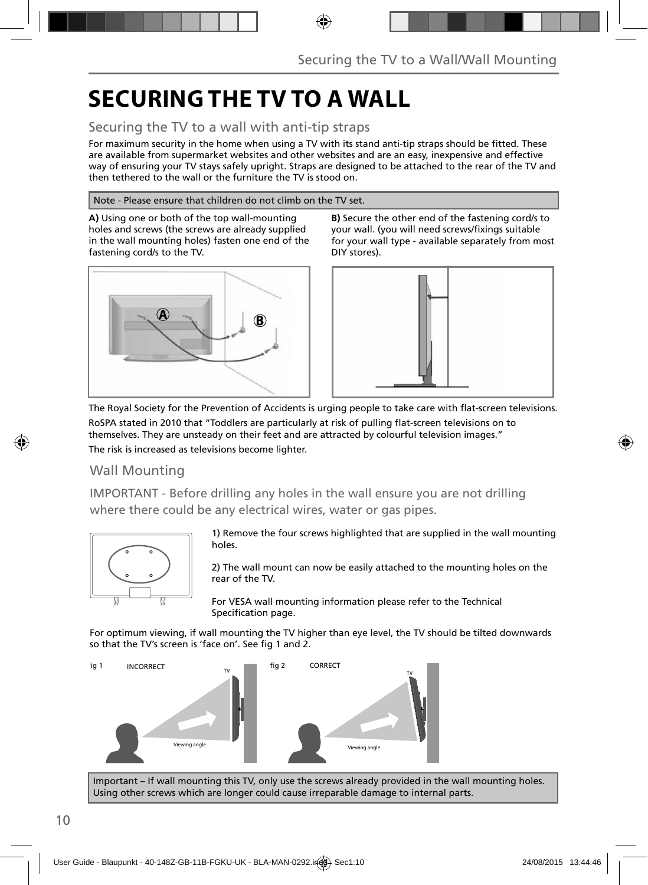# SECURING THE TV TO A WALL

## Securing the TV to a wall with anti-tip straps

For maximum security in the home when using a TV with its stand anti-tip straps should be fitted. These are available from supermarket websites and other websites and are an easy, inexpensive and effective way of ensuring your TV stays safely upright. Straps are designed to be attached to the rear of the TV and then tethered to the wall or the furniture the TV is stood on.

Note - Please ensure that children do not climb on the TV set.

**A)** Using one or both of the top wall-mounting holes and screws (the screws are already supplied in the wall mounting holes) fasten one end of the fastening cord/s to the TV.

**B)** Secure the other end of the fastening cord/s to your wall. (you will need screws/fixings suitable for your wall type - available separately from most DIY stores).

The Royal Society for the Prevention of Accidents is urging people to take care with flat-screen televisions.

RoSPA stated in 2010 that "Toddlers are particularly at risk of pulling flat-screen televisions on to themselves. They are unsteady on their feet and are attracted by colourful television images."

The risk is increased as televisions become lighter.

## Wall Mounting

IMPORTANT - Before drilling any holes in the wall ensure you are not drilling where there could be any electrical wires, water or gas pipes.

1) Remove the four screws highlighted that are supplied in the wall mounting holes.

2) The wall mount can now be easily attached to the mounting holes on the rear of the TV.

For VESA wall mounting information please refer to the Technical Specification page.

For optimum viewing, if wall mounting the TV higher than eye level, the TV should be tilted downwards so that the TV's screen is 'face on'. See fig 1 and 2.

fig 1 INCORRECT

fig 2 CORRECT

Important – If wall mounting this TV, only use the screws already provided in the wall mounting holes. Using other screws which are longer could cause irreparable damage to internal parts.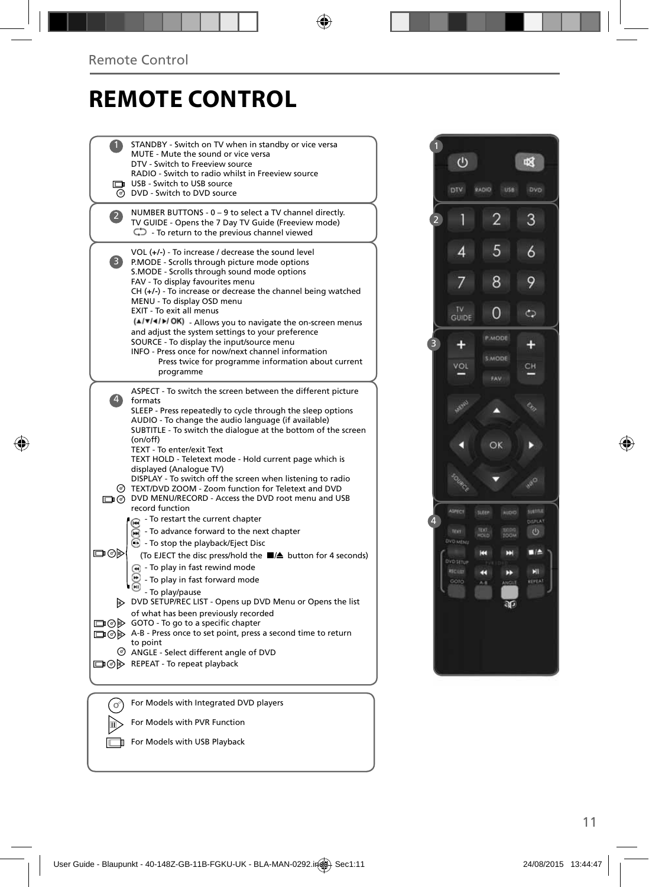# REMOTE CONTROL

**1**

STANDBY - Switch on TV when in standby or vice versa
MUTE - Mute the sound or vice versa
DTV - Switch to Freeview source
RADIO - Switch to radio whilst in Freeview source
USB - Switch to USB source
DVD - Switch to DVD source

**2**

NUMBER BUTTONS - 0 – 9 to select a TV channel directly.
TV GUIDE - Opens the 7 Day TV Guide (Freeview mode)
- To return to the previous channel viewed

**3**

VOL (+/-) - To increase / decrease the sound level
P.MODE - Scrolls through picture mode options
S.MODE - Scrolls through sound mode options
FAV - To display favourites menu
CH (+/-) - To increase or decrease the channel being watched
MENU - To display OSD menu
EXIT - To exit all menus
(▲/▼/◄/►/ OK) - Allows you to navigate the on-screen menus and adjust the system settings to your preference
SOURCE - To display the input/source menu
INFO - Press once for now/next channel information
Press twice for programme information about current programme

**4**

ASPECT - To switch the screen between the different picture formats
SLEEP - Press repeatedly to cycle through the sleep options
AUDIO - To change the audio language (if available)
SUBTITLE - To switch the dialogue at the bottom of the screen (on/off)
TEXT - To enter/exit Text
TEXT HOLD - Teletext mode - Hold current page which is displayed (Analogue TV)
DISPLAY - To switch off the screen when listening to radio
TEXT/DVD ZOOM - Zoom function for Teletext and DVD
DVD MENU/RECORD - Access the DVD root menu and USB record function
- To restart the current chapter
- To advance forward to the next chapter
- To stop the playback/Eject Disc
(To EJECT the disc press/hold the ■/▲ button for 4 seconds)
- To play in fast rewind mode
- To play in fast forward mode
- To play/pause
DVD SETUP/REC LIST - Opens up DVD Menu or Opens the list of what has been previously recorded
GOTO - To go to a specific chapter
A-B - Press once to set point, press a second time to return to point
ANGLE - Select different angle of DVD
REPEAT - To repeat playback

For Models with Integrated DVD players
For Models with PVR Function
For Models with USB Playback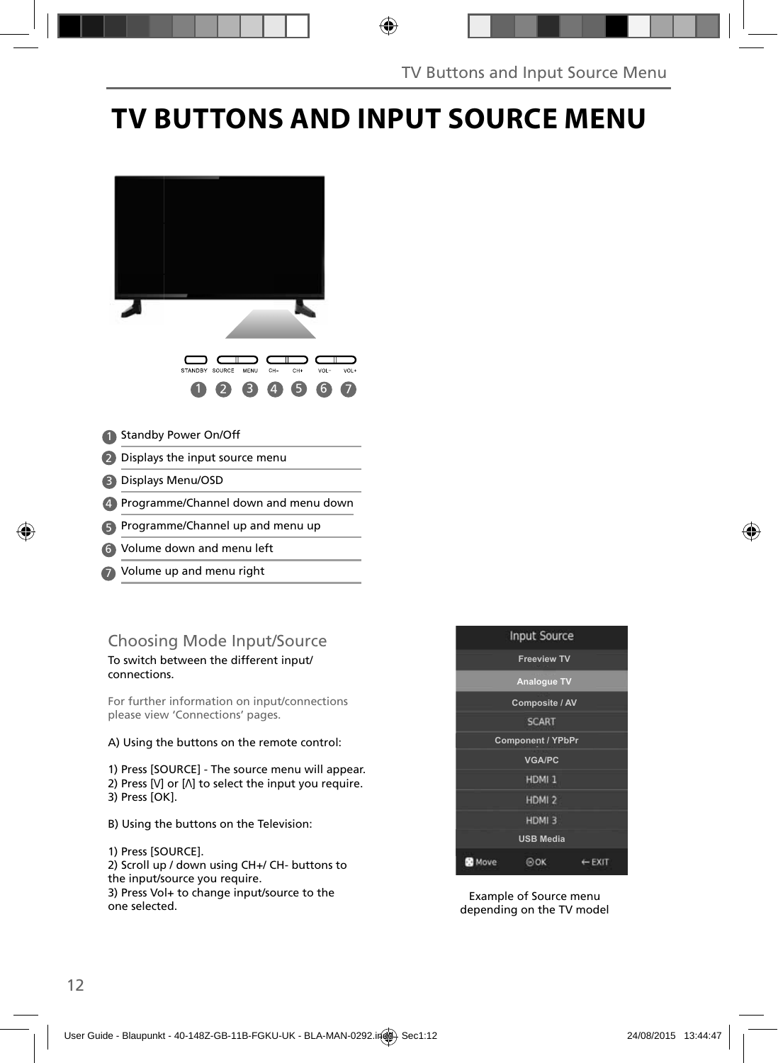# TV BUTTONS AND INPUT SOURCE MENU

1. Standby Power On/Off
2. Displays the input source menu
3. Displays Menu/OSD
4. Programme/Channel down and menu down
5. Programme/Channel up and menu up
6. Volume down and menu left
7. Volume up and menu right

## Choosing Mode Input/Source

To switch between the different input/ connections.

For further information on input/connections please view 'Connections' pages.

A) Using the buttons on the remote control:

1) Press [SOURCE] - The source menu will appear.
2) Press [V] or [Λ] to select the input you require.
3) Press [OK].

B) Using the buttons on the Television:

1) Press [SOURCE].
2) Scroll up / down using CH+/ CH- buttons to the input/source you require.
3) Press Vol+ to change input/source to the one selected.

Example of Source menu depending on the TV model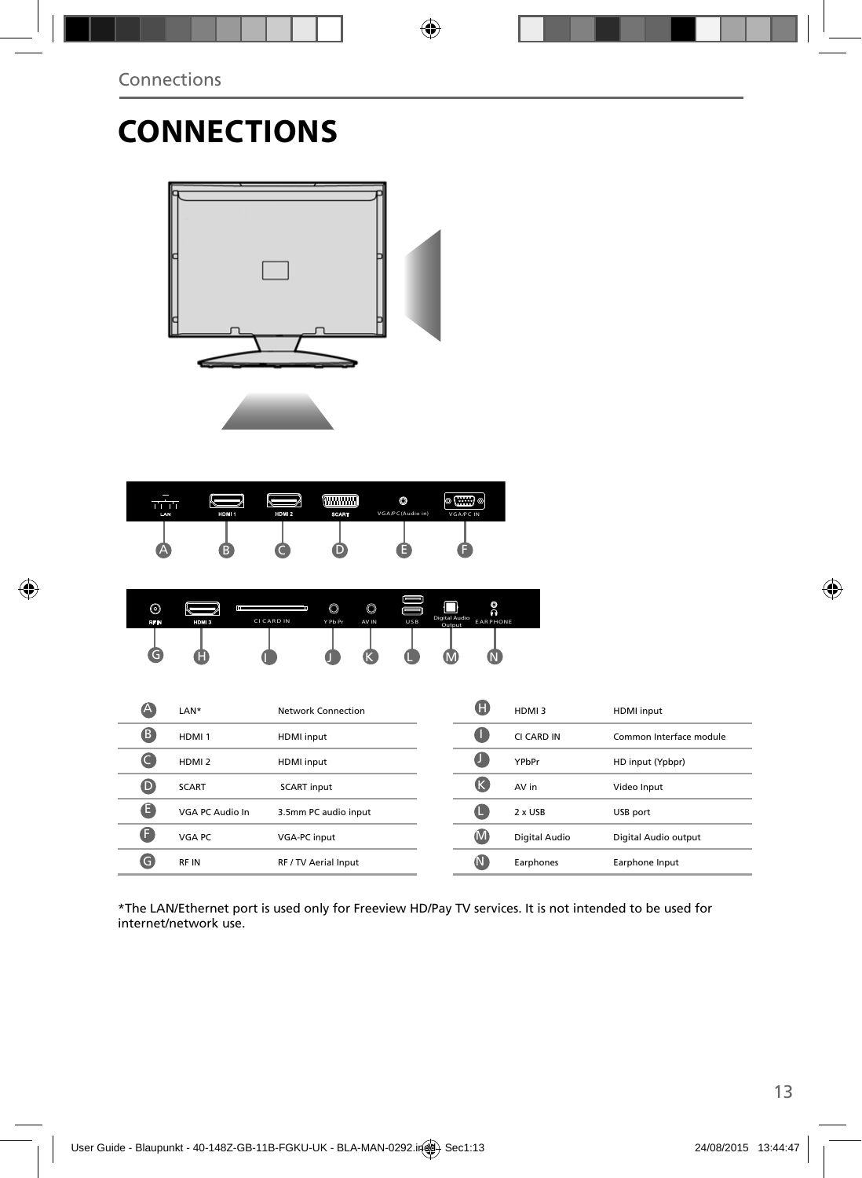# CONNECTIONS

| | | | | | |
|---|---|---|---|---|---|
| A | LAN* | Network Connection | H | HDMI 3 | HDMI input |
| B | HDMI 1 | HDMI input | I | CI CARD IN | Common Interface module |
| C | HDMI 2 | HDMI input | J | YPbPr | HD input (Ypbpr) |
| D | SCART | SCART input | K | AV in | Video Input |
| E | VGA PC Audio In | 3.5mm PC audio input | L | 2 x USB | USB port |
| F | VGA PC | VGA-PC input | M | Digital Audio | Digital Audio output |
| G | RF IN | RF / TV Aerial Input | N | Earphones | Earphone Input |

*The LAN/Ethernet port is used only for Freeview HD/Pay TV services. It is not intended to be used for internet/network use.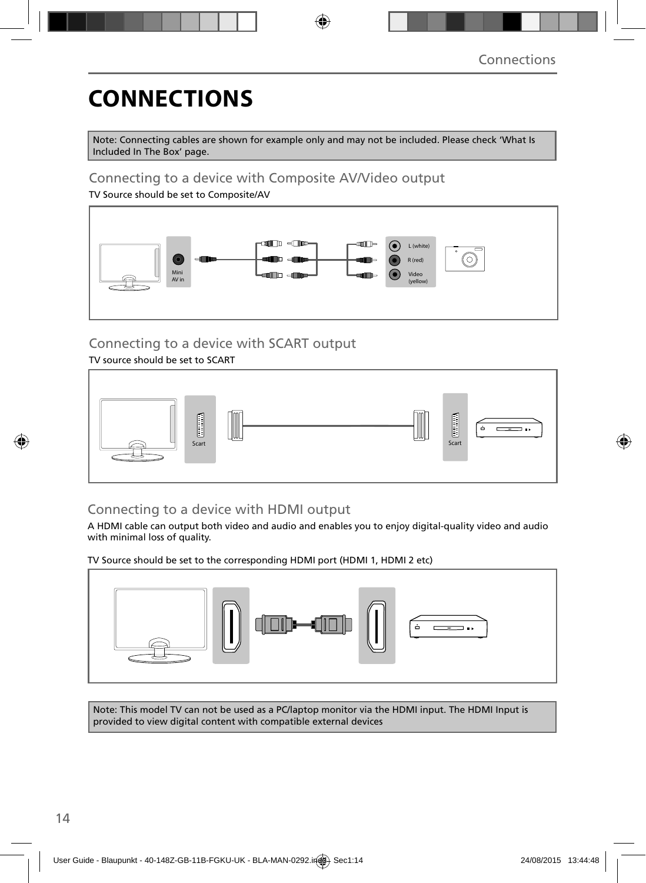# CONNECTIONS

Note: Connecting cables are shown for example only and may not be included. Please check 'What Is Included In The Box' page.

## Connecting to a device with Composite AV/Video output

TV Source should be set to Composite/AV

Mini AV in

L (white)

R (red)

Video (yellow)

## Connecting to a device with SCART output

TV source should be set to SCART

Scart

Scart

## Connecting to a device with HDMI output

A HDMI cable can output both video and audio and enables you to enjoy digital-quality video and audio with minimal loss of quality.

TV Source should be set to the corresponding HDMI port (HDMI 1, HDMI 2 etc)

Note: This model TV can not be used as a PC/laptop monitor via the HDMI input. The HDMI Input is provided to view digital content with compatible external devices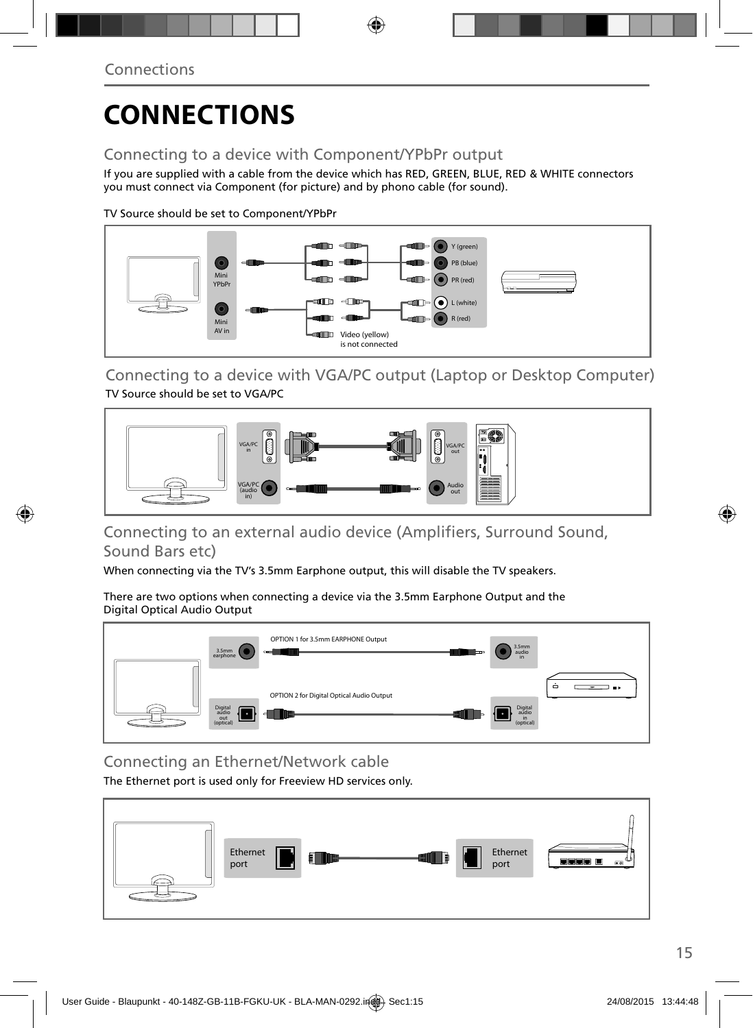# CONNECTIONS

## Connecting to a device with Component/YPbPr output

If you are supplied with a cable from the device which has RED, GREEN, BLUE, RED & WHITE connectors you must connect via Component (for picture) and by phono cable (for sound).

TV Source should be set to Component/YPbPr

Mini YPbPr

Mini AV in

Y (green)

PB (blue)

PR (red)

L (white)

R (red)

Video (yellow) is not connected

## Connecting to a device with VGA/PC output (Laptop or Desktop Computer)

TV Source should be set to VGA/PC

VGA/PC in

VGA/PC (audio in)

VGA/PC out

Audio out

## Connecting to an external audio device (Amplifiers, Surround Sound, Sound Bars etc)

When connecting via the TV's 3.5mm Earphone output, this will disable the TV speakers.

There are two options when connecting a device via the 3.5mm Earphone Output and the Digital Optical Audio Output

OPTION 1 for 3.5mm EARPHONE Output

3.5mm earphone

3.5mm audio in

OPTION 2 for Digital Optical Audio Output

Digital audio out (optical)

Digital audio in (optical)

## Connecting an Ethernet/Network cable

The Ethernet port is used only for Freeview HD services only.

Ethernet port

Ethernet port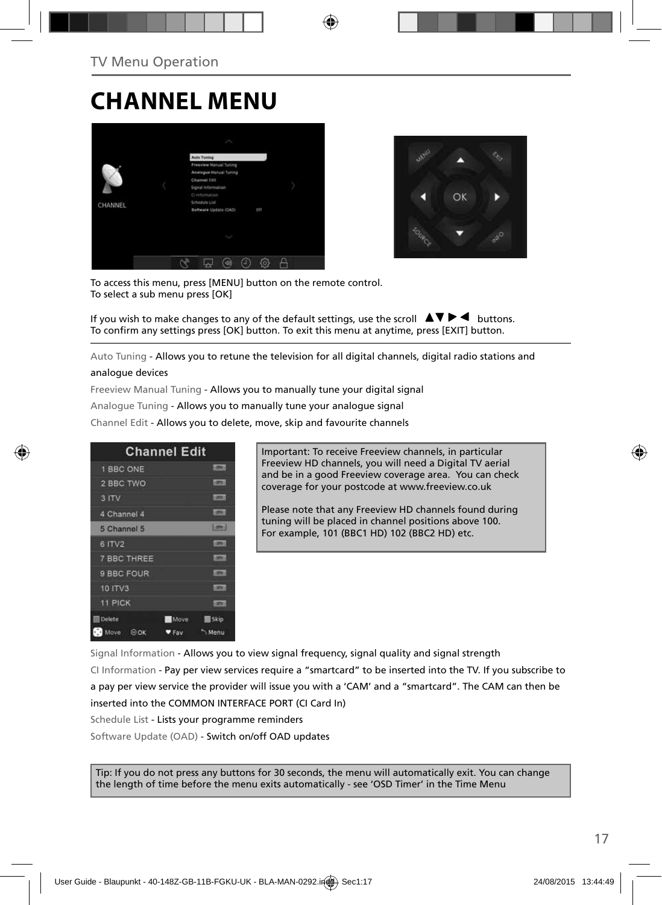# CHANNEL MENU

To access this menu, press [MENU] button on the remote control.
To select a sub menu press [OK]

If you wish to make changes to any of the default settings, use the scroll ▲▼▶◀ buttons.
To confirm any settings press [OK] button. To exit this menu at anytime, press [EXIT] button.

Auto Tuning - Allows you to retune the television for all digital channels, digital radio stations and analogue devices

Freeview Manual Tuning - Allows you to manually tune your digital signal

Analogue Tuning - Allows you to manually tune your analogue signal

Channel Edit - Allows you to delete, move, skip and favourite channels

Important: To receive Freeview channels, in particular Freeview HD channels, you will need a Digital TV aerial and be in a good Freeview coverage area. You can check coverage for your postcode at www.freeview.co.uk

Please note that any Freeview HD channels found during tuning will be placed in channel positions above 100. For example, 101 (BBC1 HD) 102 (BBC2 HD) etc.

Signal Information - Allows you to view signal frequency, signal quality and signal strength

CI Information - Pay per view services require a "smartcard" to be inserted into the TV. If you subscribe to a pay per view service the provider will issue you with a 'CAM' and a "smartcard". The CAM can then be inserted into the COMMON INTERFACE PORT (CI Card In)

Schedule List - Lists your programme reminders

Software Update (OAD) - Switch on/off OAD updates

Tip: If you do not press any buttons for 30 seconds, the menu will automatically exit. You can change the length of time before the menu exits automatically - see 'OSD Timer' in the Time Menu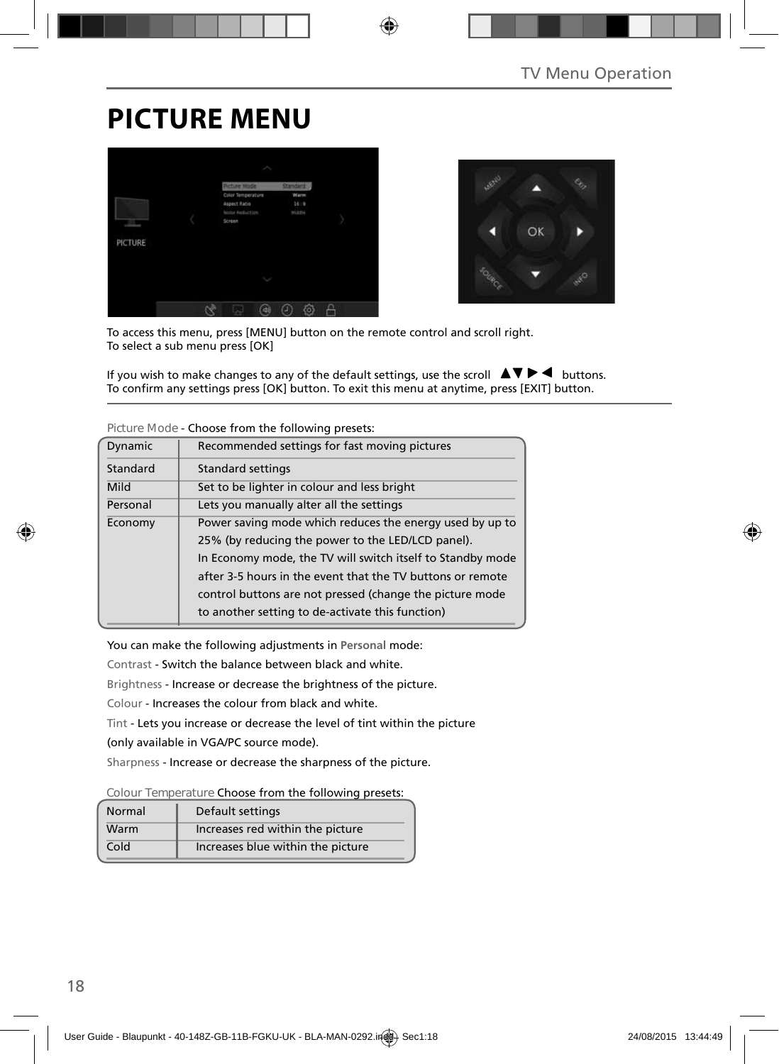# PICTURE MENU

To access this menu, press [MENU] button on the remote control and scroll right.
To select a sub menu press [OK]

If you wish to make changes to any of the default settings, use the scroll ▲▼▶◀ buttons.
To confirm any settings press [OK] button. To exit this menu at anytime, press [EXIT] button.

Picture Mode - Choose from the following presets:

| | |
|---|---|
| Dynamic | Recommended settings for fast moving pictures |
| Standard | Standard settings |
| Mild | Set to be lighter in colour and less bright |
| Personal | Lets you manually alter all the settings |
| Economy | Power saving mode which reduces the energy used by up to 25% (by reducing the power to the LED/LCD panel). In Economy mode, the TV will switch itself to Standby mode after 3-5 hours in the event that the TV buttons or remote control buttons are not pressed (change the picture mode to another setting to de-activate this function) |

You can make the following adjustments in **Personal** mode:

Contrast - Switch the balance between black and white.

Brightness - Increase or decrease the brightness of the picture.

Colour - Increases the colour from black and white.

Tint - Lets you increase or decrease the level of tint within the picture (only available in VGA/PC source mode).

Sharpness - Increase or decrease the sharpness of the picture.

Colour Temperature Choose from the following presets:

| | |
|---|---|
| Normal | Default settings |
| Warm | Increases red within the picture |
| Cold | Increases blue within the picture |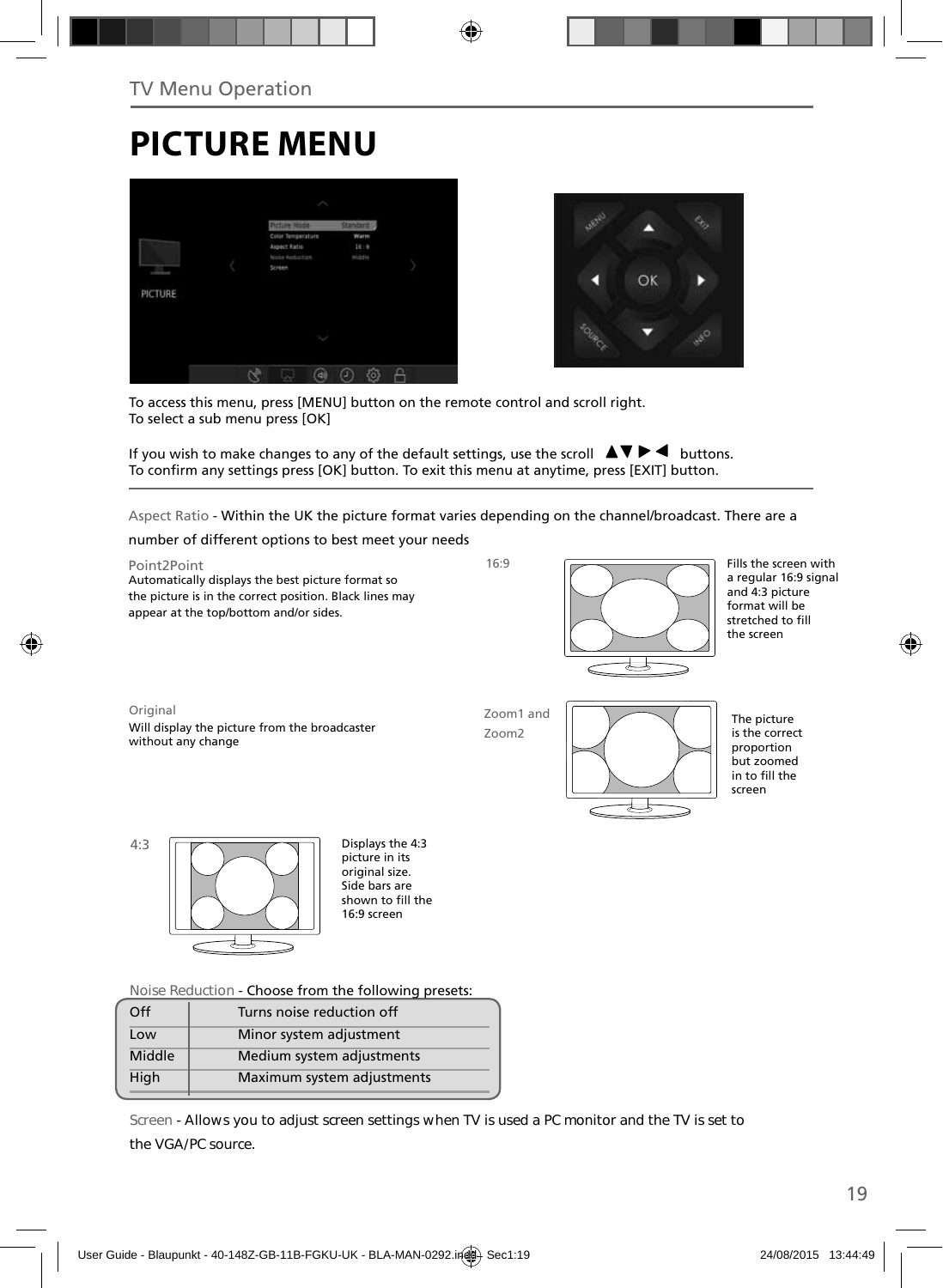TV Menu Operation

# PICTURE MENU

To access this menu, press [MENU] button on the remote control and scroll right.
To select a sub menu press [OK]

If you wish to make changes to any of the default settings, use the scroll ▲▼ ▶ ◀ buttons.
To confirm any settings press [OK] button. To exit this menu at anytime, press [EXIT] button.

Aspect Ratio - Within the UK the picture format varies depending on the channel/broadcast. There are a number of different options to best meet your needs

Point2Point
Automatically displays the best picture format so the picture is in the correct position. Black lines may appear at the top/bottom and/or sides.

16:9
Fills the screen with a regular 16:9 signal and 4:3 picture format will be stretched to fill the screen

Original
Will display the picture from the broadcaster without any change

Zoom1 and Zoom2
The picture is the correct proportion but zoomed in to fill the screen

4:3
Displays the 4:3 picture in its original size. Side bars are shown to fill the 16:9 screen

Noise Reduction - Choose from the following presets:

| | |
|---|---|
| Off | Turns noise reduction off |
| Low | Minor system adjustment |
| Middle | Medium system adjustments |
| High | Maximum system adjustments |

Screen - Allows you to adjust screen settings when TV is used a PC monitor and the TV is set to the VGA/PC source.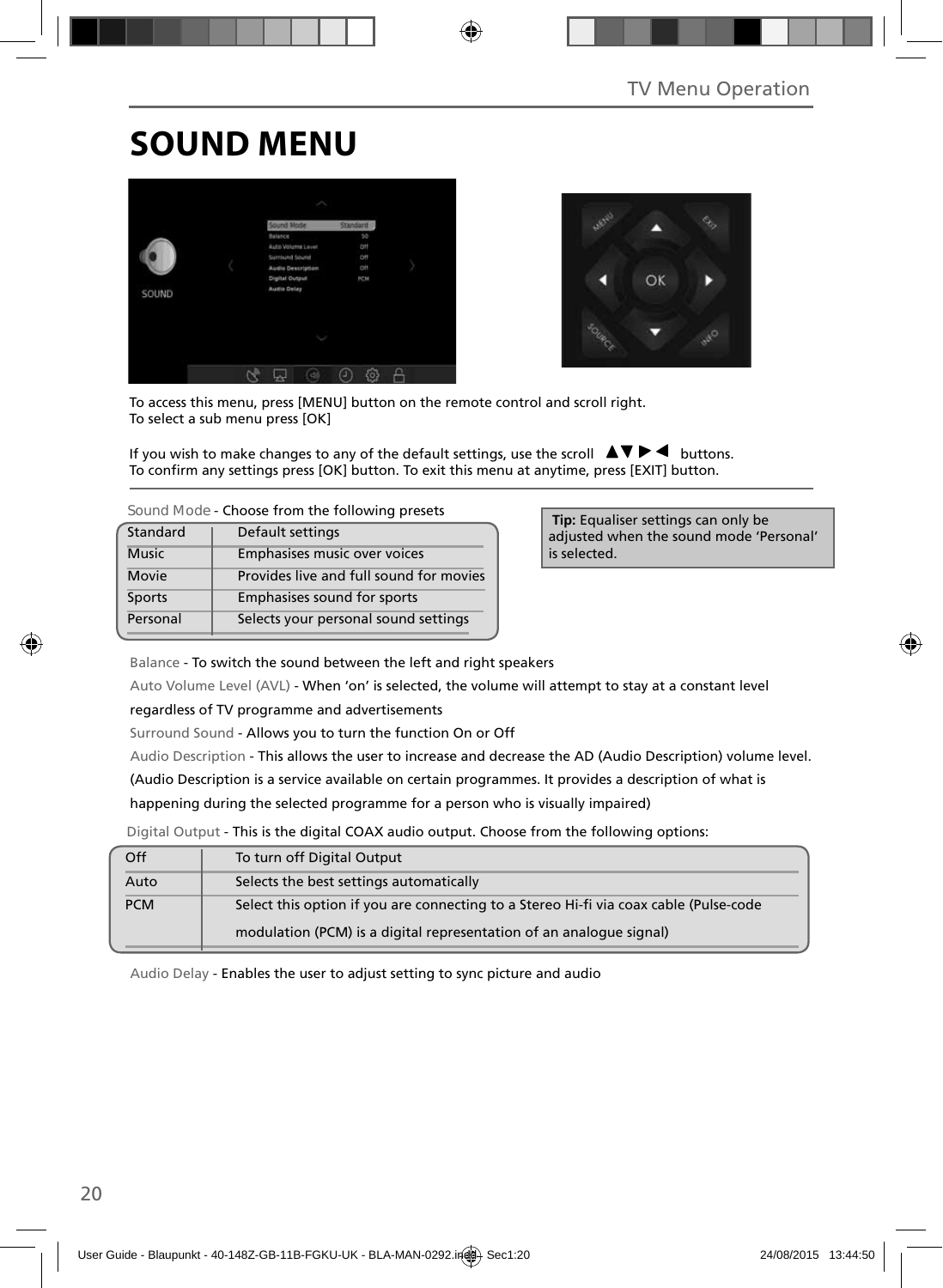# SOUND MENU

To access this menu, press [MENU] button on the remote control and scroll right.
To select a sub menu press [OK]

If you wish to make changes to any of the default settings, use the scroll ▲▼ ▶ ◀ buttons.
To confirm any settings press [OK] button. To exit this menu at anytime, press [EXIT] button.

Sound Mode - Choose from the following presets

| | |
|---|---|
| Standard | Default settings |
| Music | Emphasises music over voices |
| Movie | Provides live and full sound for movies |
| Sports | Emphasises sound for sports |
| Personal | Selects your personal sound settings |

**Tip:** Equaliser settings can only be adjusted when the sound mode 'Personal' is selected.

Balance - To switch the sound between the left and right speakers

Auto Volume Level (AVL) - When 'on' is selected, the volume will attempt to stay at a constant level regardless of TV programme and advertisements

Surround Sound - Allows you to turn the function On or Off

Audio Description - This allows the user to increase and decrease the AD (Audio Description) volume level. (Audio Description is a service available on certain programmes. It provides a description of what is happening during the selected programme for a person who is visually impaired)

Digital Output - This is the digital COAX audio output. Choose from the following options:

| | |
|---|---|
| Off | To turn off Digital Output |
| Auto | Selects the best settings automatically |
| PCM | Select this option if you are connecting to a Stereo Hi-fi via coax cable (Pulse-code modulation (PCM) is a digital representation of an analogue signal) |

Audio Delay - Enables the user to adjust setting to sync picture and audio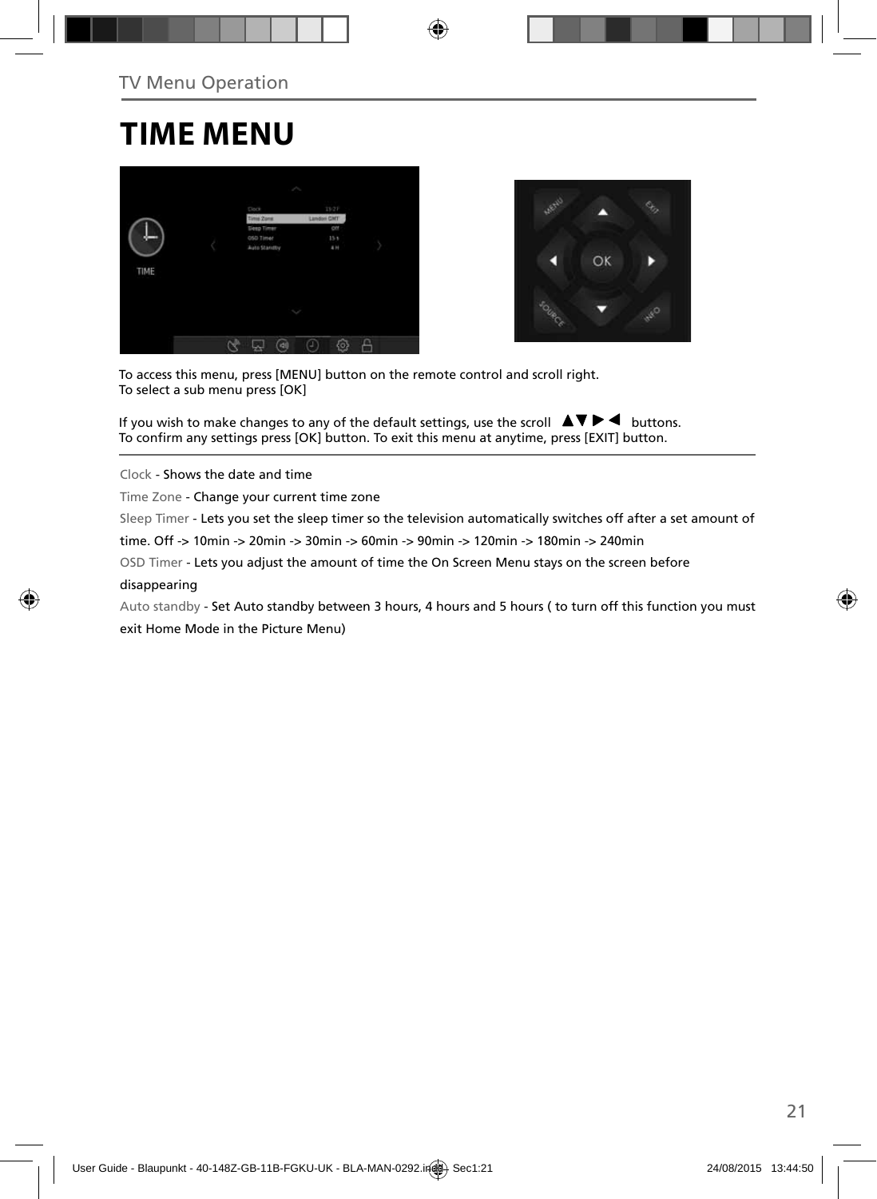TV Menu Operation

# TIME MENU

To access this menu, press [MENU] button on the remote control and scroll right.
To select a sub menu press [OK]

If you wish to make changes to any of the default settings, use the scroll ▲▼ ▶ ◀ buttons.
To confirm any settings press [OK] button. To exit this menu at anytime, press [EXIT] button.

Clock - Shows the date and time

Time Zone - Change your current time zone

Sleep Timer - Lets you set the sleep timer so the television automatically switches off after a set amount of time. Off -> 10min -> 20min -> 30min -> 60min -> 90min -> 120min -> 180min -> 240min

OSD Timer - Lets you adjust the amount of time the On Screen Menu stays on the screen before disappearing

Auto standby - Set Auto standby between 3 hours, 4 hours and 5 hours ( to turn off this function you must exit Home Mode in the Picture Menu)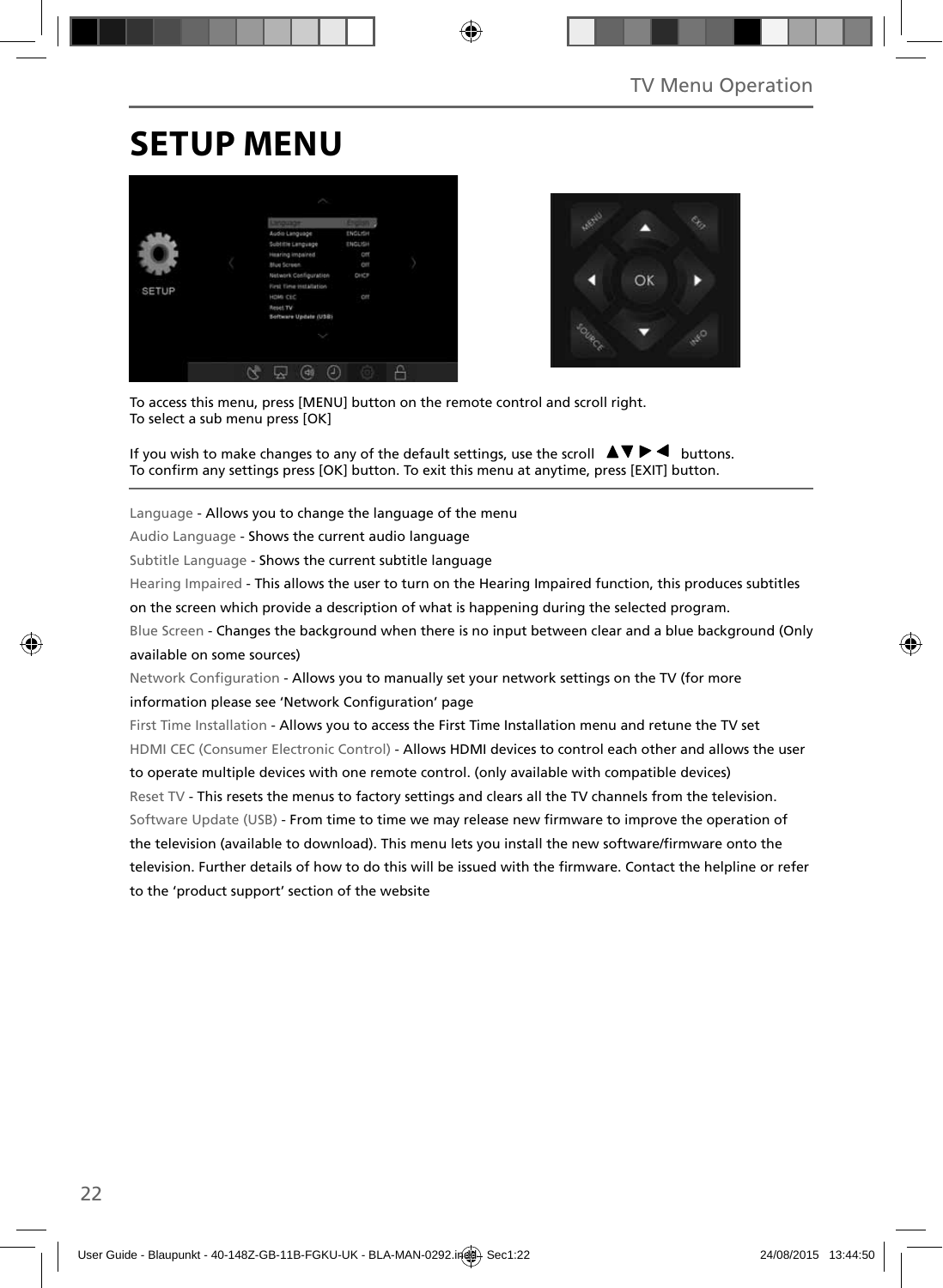# SETUP MENU

To access this menu, press [MENU] button on the remote control and scroll right.
To select a sub menu press [OK]

If you wish to make changes to any of the default settings, use the scroll ▲▼▶◀ buttons.
To confirm any settings press [OK] button. To exit this menu at anytime, press [EXIT] button.

Language - Allows you to change the language of the menu

Audio Language - Shows the current audio language

Subtitle Language - Shows the current subtitle language

Hearing Impaired - This allows the user to turn on the Hearing Impaired function, this produces subtitles on the screen which provide a description of what is happening during the selected program.

Blue Screen - Changes the background when there is no input between clear and a blue background (Only available on some sources)

Network Configuration - Allows you to manually set your network settings on the TV (for more information please see 'Network Configuration' page

First Time Installation - Allows you to access the First Time Installation menu and retune the TV set

HDMI CEC (Consumer Electronic Control) - Allows HDMI devices to control each other and allows the user to operate multiple devices with one remote control. (only available with compatible devices)

Reset TV - This resets the menus to factory settings and clears all the TV channels from the television.

Software Update (USB) - From time to time we may release new firmware to improve the operation of the television (available to download). This menu lets you install the new software/firmware onto the television. Further details of how to do this will be issued with the firmware. Contact the helpline or refer to the 'product support' section of the website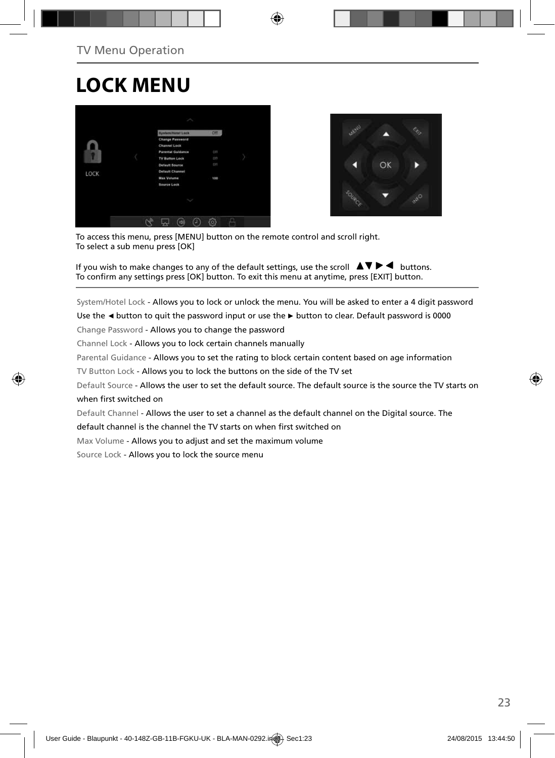# LOCK MENU

To access this menu, press [MENU] button on the remote control and scroll right.
To select a sub menu press [OK]

If you wish to make changes to any of the default settings, use the scroll ▲▼ ▶ ◀ buttons.
To confirm any settings press [OK] button. To exit this menu at anytime, press [EXIT] button.

System/Hotel Lock - Allows you to lock or unlock the menu. You will be asked to enter a 4 digit password
Use the ◄ button to quit the password input or use the ► button to clear. Default password is 0000

Change Password - Allows you to change the password

Channel Lock - Allows you to lock certain channels manually

Parental Guidance - Allows you to set the rating to block certain content based on age information

TV Button Lock - Allows you to lock the buttons on the side of the TV set

Default Source - Allows the user to set the default source. The default source is the source the TV starts on when first switched on

Default Channel - Allows the user to set a channel as the default channel on the Digital source. The default channel is the channel the TV starts on when first switched on

Max Volume - Allows you to adjust and set the maximum volume

Source Lock - Allows you to lock the source menu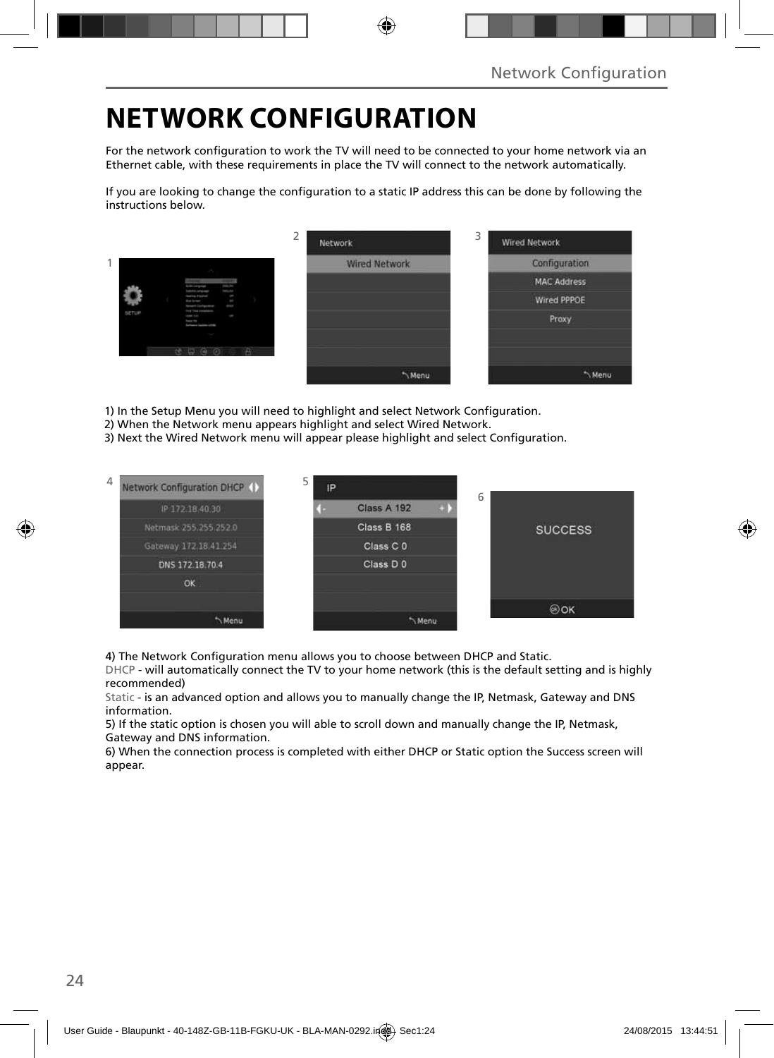# NETWORK CONFIGURATION

For the network configuration to work the TV will need to be connected to your home network via an Ethernet cable, with these requirements in place the TV will connect to the network automatically.

If you are looking to change the configuration to a static IP address this can be done by following the instructions below.

1) In the Setup Menu you will need to highlight and select Network Configuration.
2) When the Network menu appears highlight and select Wired Network.
3) Next the Wired Network menu will appear please highlight and select Configuration.

4) The Network Configuration menu allows you to choose between DHCP and Static.
DHCP - will automatically connect the TV to your home network (this is the default setting and is highly recommended)
Static - is an advanced option and allows you to manually change the IP, Netmask, Gateway and DNS information.
5) If the static option is chosen you will able to scroll down and manually change the IP, Netmask, Gateway and DNS information.
6) When the connection process is completed with either DHCP or Static option the Success screen will appear.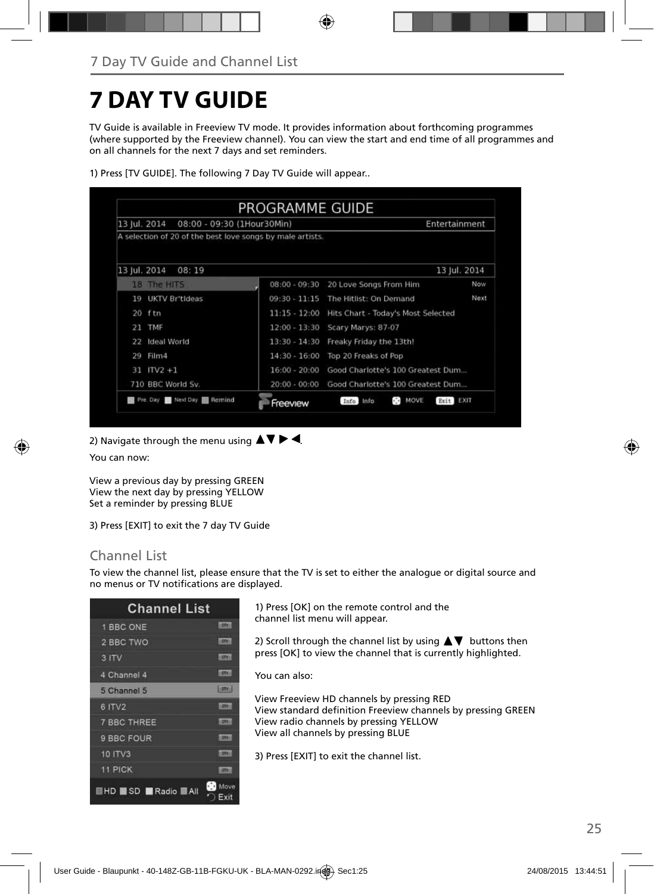# 7 DAY TV GUIDE

TV Guide is available in Freeview TV mode. It provides information about forthcoming programmes (where supported by the Freeview channel). You can view the start and end time of all programmes and on all channels for the next 7 days and set reminders.

1) Press [TV GUIDE]. The following 7 Day TV Guide will appear..

2) Navigate through the menu using ▲▼ ▶ ◀.

You can now:

View a previous day by pressing GREEN
View the next day by pressing YELLOW
Set a reminder by pressing BLUE

3) Press [EXIT] to exit the 7 day TV Guide

## Channel List

To view the channel list, please ensure that the TV is set to either the analogue or digital source and no menus or TV notifications are displayed.

1) Press [OK] on the remote control and the channel list menu will appear.

2) Scroll through the channel list by using ▲▼ buttons then press [OK] to view the channel that is currently highlighted.

You can also:

View Freeview HD channels by pressing RED
View standard definition Freeview channels by pressing GREEN
View radio channels by pressing YELLOW
View all channels by pressing BLUE

3) Press [EXIT] to exit the channel list.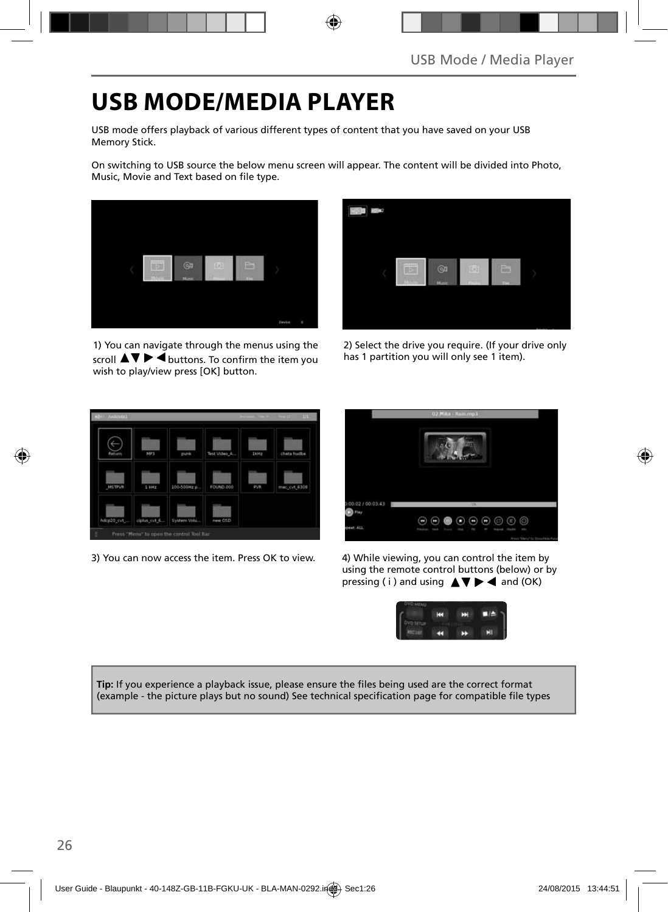# USB MODE/MEDIA PLAYER

USB mode offers playback of various different types of content that you have saved on your USB Memory Stick.

On switching to USB source the below menu screen will appear. The content will be divided into Photo, Music, Movie and Text based on file type.

1) You can navigate through the menus using the scroll ▲▼ ▶ ◀ buttons. To confirm the item you wish to play/view press [OK] button.

2) Select the drive you require. (If your drive only has 1 partition you will only see 1 item).

3) You can now access the item. Press OK to view.

4) While viewing, you can control the item by using the remote control buttons (below) or by pressing ( i ) and using ▲▼ ▶ ◀ and (OK)

**Tip:** If you experience a playback issue, please ensure the files being used are the correct format (example - the picture plays but no sound) See technical specification page for compatible file types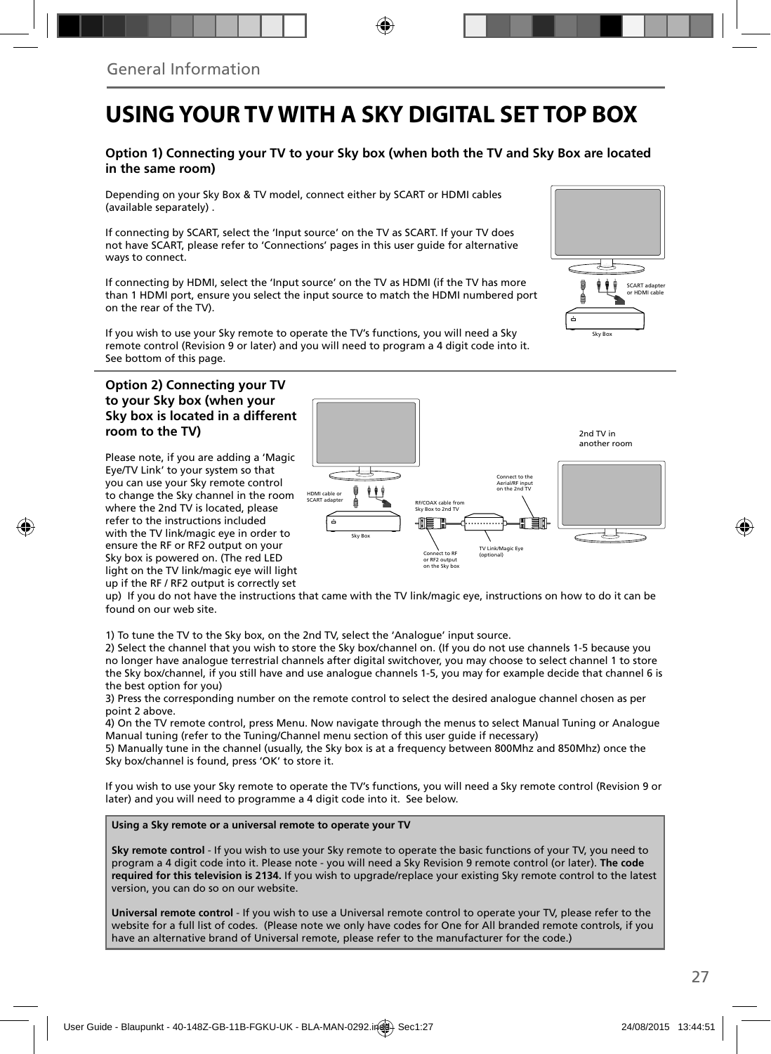## General Information

# USING YOUR TV WITH A SKY DIGITAL SET TOP BOX

### Option 1) Connecting your TV to your Sky box (when both the TV and Sky Box are located in the same room)

Depending on your Sky Box & TV model, connect either by SCART or HDMI cables (available separately) .

If connecting by SCART, select the 'Input source' on the TV as SCART. If your TV does not have SCART, please refer to 'Connections' pages in this user guide for alternative ways to connect.

If connecting by HDMI, select the 'Input source' on the TV as HDMI (if the TV has more than 1 HDMI port, ensure you select the input source to match the HDMI numbered port on the rear of the TV).

If you wish to use your Sky remote to operate the TV's functions, you will need a Sky remote control (Revision 9 or later) and you will need to program a 4 digit code into it. See bottom of this page.

SCART adapter or HDMI cable

Sky Box

### Option 2) Connecting your TV to your Sky box (when your Sky box is located in a different room to the TV)

Please note, if you are adding a 'Magic Eye/TV Link' to your system so that you can use your Sky remote control to change the Sky channel in the room where the 2nd TV is located, please refer to the instructions included with the TV link/magic eye in order to ensure the RF or RF2 output on your Sky box is powered on. (The red LED light on the TV link/magic eye will light up if the RF / RF2 output is correctly set up) If you do not have the instructions that came with the TV link/magic eye, instructions on how to do it can be found on our web site.

2nd TV in another room

HDMI cable or SCART adapter

Sky Box

RF/COAX cable from Sky Box to 2nd TV

Connect to the Aerial/RF input on the 2nd TV

Connect to RF or RF2 output on the Sky box

TV Link/Magic Eye (optional)

1) To tune the TV to the Sky box, on the 2nd TV, select the 'Analogue' input source.
2) Select the channel that you wish to store the Sky box/channel on. (If you do not use channels 1-5 because you no longer have analogue terrestrial channels after digital switchover, you may choose to select channel 1 to store the Sky box/channel, if you still have and use analogue channels 1-5, you may for example decide that channel 6 is the best option for you)
3) Press the corresponding number on the remote control to select the desired analogue channel chosen as per point 2 above.
4) On the TV remote control, press Menu. Now navigate through the menus to select Manual Tuning or Analogue Manual tuning (refer to the Tuning/Channel menu section of this user guide if necessary)
5) Manually tune in the channel (usually, the Sky box is at a frequency between 800Mhz and 850Mhz) once the Sky box/channel is found, press 'OK' to store it.

If you wish to use your Sky remote to operate the TV's functions, you will need a Sky remote control (Revision 9 or later) and you will need to programme a 4 digit code into it. See below.

**Using a Sky remote or a universal remote to operate your TV**

**Sky remote control** - If you wish to use your Sky remote to operate the basic functions of your TV, you need to program a 4 digit code into it. Please note - you will need a Sky Revision 9 remote control (or later). **The code required for this television is 2134.** If you wish to upgrade/replace your existing Sky remote control to the latest version, you can do so on our website.

**Universal remote control** - If you wish to use a Universal remote control to operate your TV, please refer to the website for a full list of codes. (Please note we only have codes for One for All branded remote controls, if you have an alternative brand of Universal remote, please refer to the manufacturer for the code.)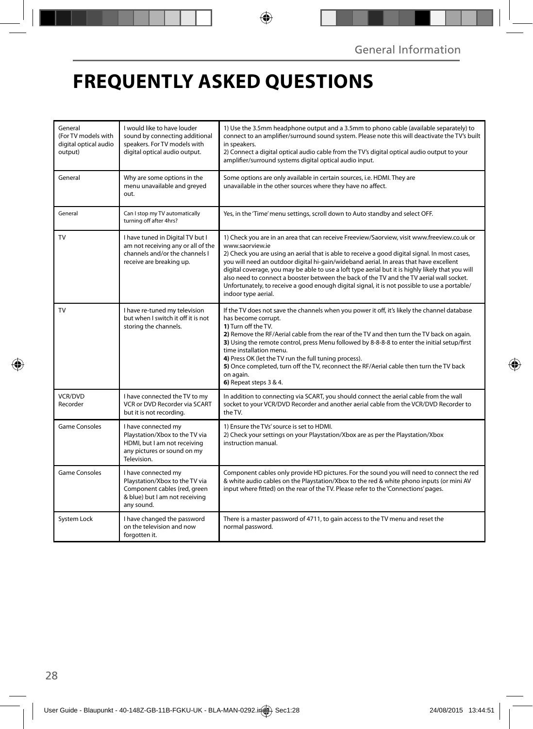# FREQUENTLY ASKED QUESTIONS

| | | |
|---|---|---|
| General (For TV models with digital optical audio output) | I would like to have louder sound by connecting additional speakers. For TV models with digital optical audio output. | 1) Use the 3.5mm headphone output and a 3.5mm to phono cable (available separately) to connect to an amplifier/surround sound system. Please note this will deactivate the TV's built in speakers.<br>2) Connect a digital optical audio cable from the TV's digital optical audio output to your amplifier/surround systems digital optical audio input. |
| General | Why are some options in the menu unavailable and greyed out. | Some options are only available in certain sources, i.e. HDMI. They are unavailable in the other sources where they have no affect. |
| General | Can I stop my TV automatically turning off after 4hrs? | Yes, in the 'Time' menu settings, scroll down to Auto standby and select OFF. |
| TV | I have tuned in Digital TV but I am not receiving any or all of the channels and/or the channels I receive are breaking up. | 1) Check you are in an area that can receive Freeview/Saorview, visit www.freeview.co.uk or www.saorview.ie<br>2) Check you are using an aerial that is able to receive a good digital signal. In most cases, you will need an outdoor digital hi-gain/wideband aerial. In areas that have excellent digital coverage, you may be able to use a loft type aerial but it is highly likely that you will also need to connect a booster between the back of the TV and the TV aerial wall socket. Unfortunately, to receive a good enough digital signal, it is not possible to use a portable/ indoor type aerial. |
| TV | I have re-tuned my television but when I switch it off it is not storing the channels. | If the TV does not save the channels when you power it off, it's likely the channel database has become corrupt.<br>**1)** Turn off the TV.<br>**2)** Remove the RF/Aerial cable from the rear of the TV and then turn the TV back on again.<br>**3)** Using the remote control, press Menu followed by 8-8-8-8 to enter the initial setup/first time installation menu.<br>**4)** Press OK (let the TV run the full tuning process).<br>**5)** Once completed, turn off the TV, reconnect the RF/Aerial cable then turn the TV back on again.<br>**6)** Repeat steps 3 & 4. |
| VCR/DVD Recorder | I have connected the TV to my VCR or DVD Recorder via SCART but it is not recording. | In addition to connecting via SCART, you should connect the aerial cable from the wall socket to your VCR/DVD Recorder and another aerial cable from the VCR/DVD Recorder to the TV. |
| Game Consoles | I have connected my Playstation/Xbox to the TV via HDMI, but I am not receiving any pictures or sound on my Television. | 1) Ensure the TVs' source is set to HDMI.<br>2) Check your settings on your Playstation/Xbox are as per the Playstation/Xbox instruction manual. |
| Game Consoles | I have connected my Playstation/Xbox to the TV via Component cables (red, green & blue) but I am not receiving any sound. | Component cables only provide HD pictures. For the sound you will need to connect the red & white audio cables on the Playstation/Xbox to the red & white phono inputs (or mini AV input where fitted) on the rear of the TV. Please refer to the 'Connections' pages. |
| System Lock | I have changed the password on the television and now forgotten it. | There is a master password of 4711, to gain access to the TV menu and reset the normal password. |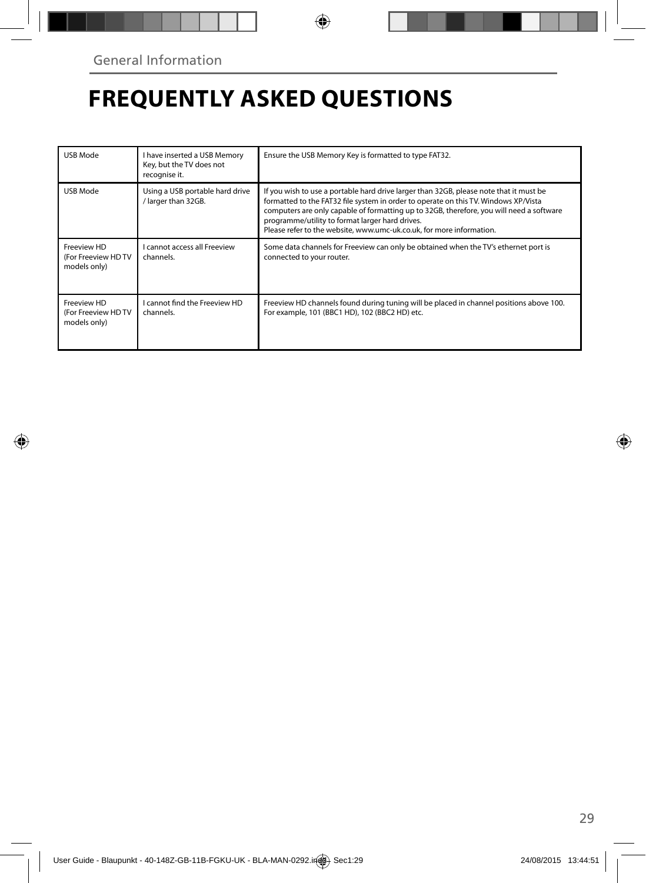General Information

# FREQUENTLY ASKED QUESTIONS

| | | |
|---|---|---|
| USB Mode | I have inserted a USB Memory Key, but the TV does not recognise it. | Ensure the USB Memory Key is formatted to type FAT32. |
| USB Mode | Using a USB portable hard drive / larger than 32GB. | If you wish to use a portable hard drive larger than 32GB, please note that it must be formatted to the FAT32 file system in order to operate on this TV. Windows XP/Vista computers are only capable of formatting up to 32GB, therefore, you will need a software programme/utility to format larger hard drives.<br>Please refer to the website, www.umc-uk.co.uk, for more information. |
| Freeview HD (For Freeview HD TV models only) | I cannot access all Freeview channels. | Some data channels for Freeview can only be obtained when the TV's ethernet port is connected to your router. |
| Freeview HD (For Freeview HD TV models only) | I cannot find the Freeview HD channels. | Freeview HD channels found during tuning will be placed in channel positions above 100. For example, 101 (BBC1 HD), 102 (BBC2 HD) etc. |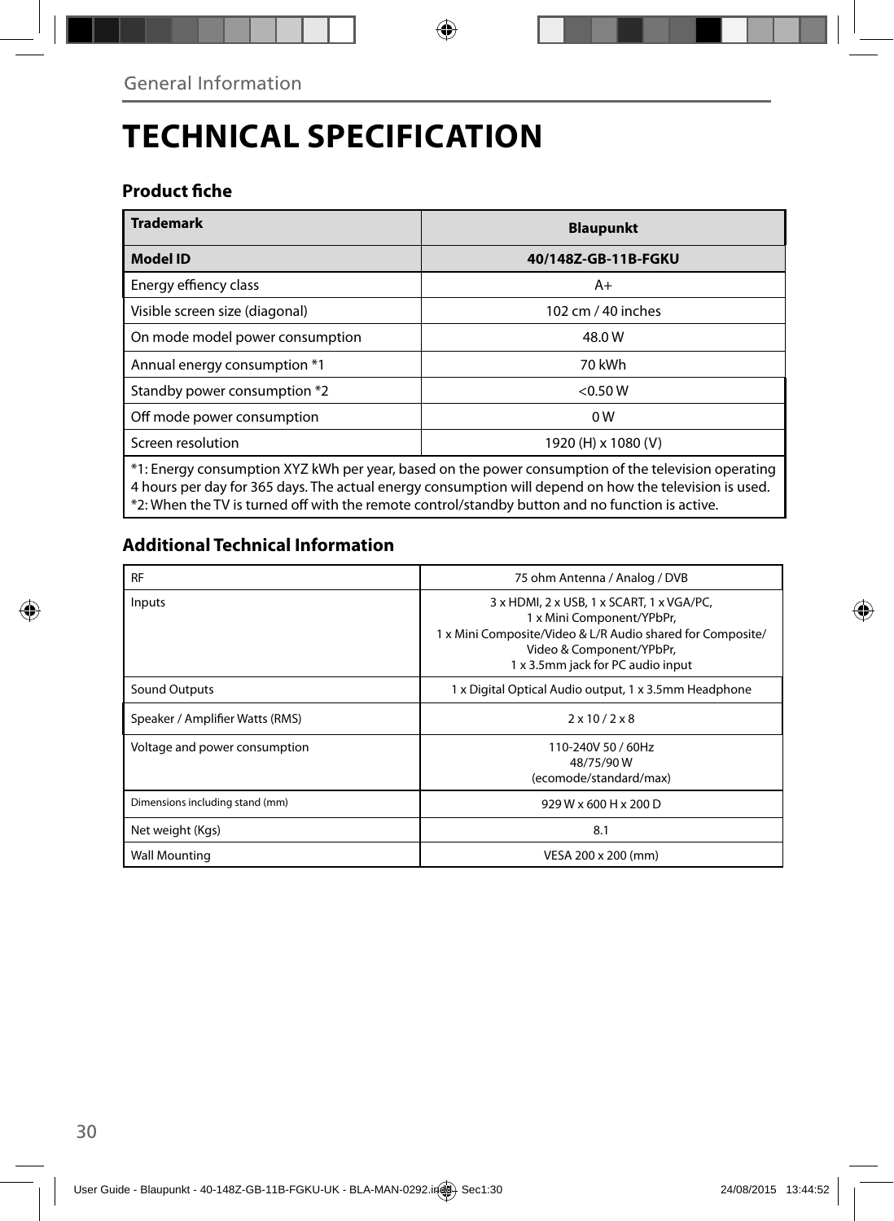General Information

# TECHNICAL SPECIFICATION

### Product fiche

| **Trademark** | **Blaupunkt** |
|---|---|
| **Model ID** | **40/148Z-GB-11B-FGKU** |
| Energy effiency class | A+ |
| Visible screen size (diagonal) | 102 cm / 40 inches |
| On mode model power consumption | 48.0 W |
| Annual energy consumption *1 | 70 kWh |
| Standby power consumption *2 | <0.50 W |
| Off mode power consumption | 0 W |
| Screen resolution | 1920 (H) x 1080 (V) |

*1: Energy consumption XYZ kWh per year, based on the power consumption of the television operating 4 hours per day for 365 days. The actual energy consumption will depend on how the television is used.
*2: When the TV is turned off with the remote control/standby button and no function is active.

### Additional Technical Information

| RF | 75 ohm Antenna / Analog / DVB |
|---|---|
| Inputs | 3 x HDMI, 2 x USB, 1 x SCART, 1 x VGA/PC, 1 x Mini Component/YPbPr, 1 x Mini Composite/Video & L/R Audio shared for Composite/ Video & Component/YPbPr, 1 x 3.5mm jack for PC audio input |
| Sound Outputs | 1 x Digital Optical Audio output, 1 x 3.5mm Headphone |
| Speaker / Amplifier Watts (RMS) | 2 x 10 / 2 x 8 |
| Voltage and power consumption | 110-240V 50 / 60Hz 48/75/90 W (ecomode/standard/max) |
| Dimensions including stand (mm) | 929 W x 600 H x 200 D |
| Net weight (Kgs) | 8.1 |
| Wall Mounting | VESA 200 x 200 (mm) |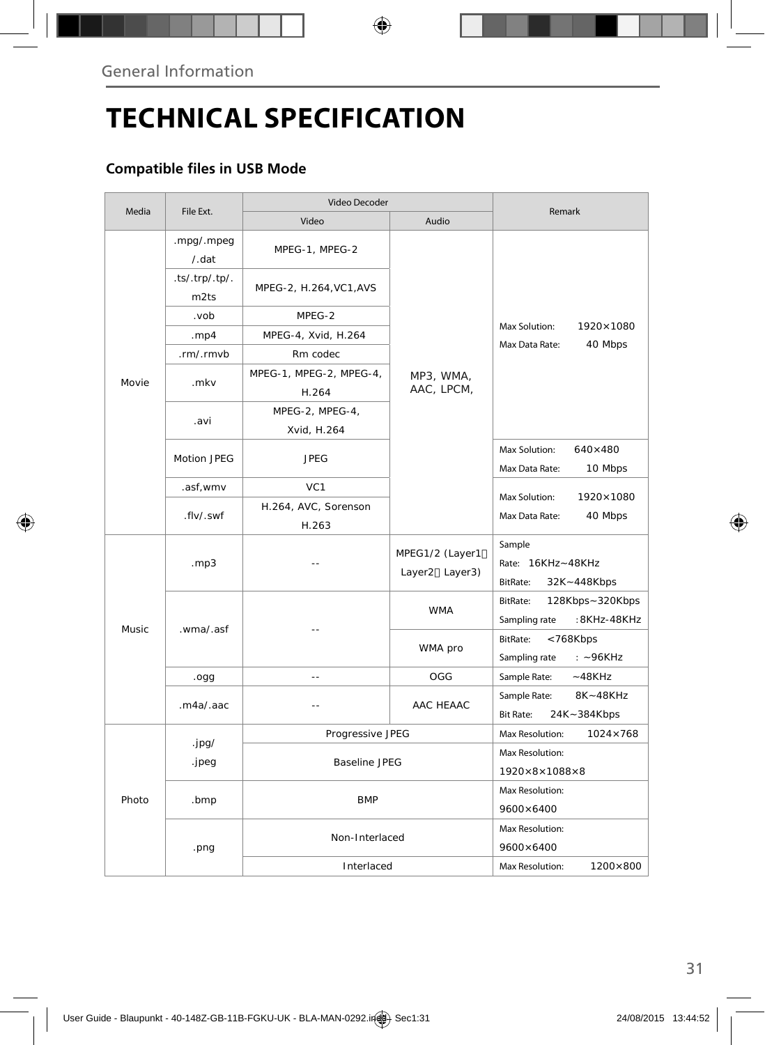General Information

# TECHNICAL SPECIFICATION

## Compatible files in USB Mode

| Media | File Ext. | Video Decoder | | Remark |
|---|---|---|---|---|
| | | Video | Audio | |
| Movie | .mpg/.mpeg /.dat | MPEG-1, MPEG-2 | MP3, WMA, AAC, LPCM, | Max Solution: 1920×1080 Max Data Rate: 40 Mbps |
| | .ts/.trp/.tp/. m2ts | MPEG-2, H.264,VC1,AVS | | |
| | .vob | MPEG-2 | | |
| | .mp4 | MPEG-4, Xvid, H.264 | | |
| | .rm/.rmvb | Rm codec | | |
| | .mkv | MPEG-1, MPEG-2, MPEG-4, H.264 | | |
| | .avi | MPEG-2, MPEG-4, Xvid, H.264 | | |
| | Motion JPEG | JPEG | | Max Solution: 640×480 Max Data Rate: 10 Mbps |
| | .asf,wmv | VC1 | | Max Solution: 1920×1080 Max Data Rate: 40 Mbps |
| | .flv/.swf | H.264, AVC, Sorenson H.263 | | |
| Music | .mp3 | -- | MPEG1/2 (Layer1、Layer2、Layer3) | Sample Rate: 16KHz~48KHz BitRate: 32K~448Kbps |
| | .wma/.asf | -- | WMA | BitRate: 128Kbps~320Kbps Sampling rate :8KHz-48KHz |
| | | | WMA pro | BitRate: <768Kbps Sampling rate : ~96KHz |
| | .ogg | -- | OGG | Sample Rate: ~48KHz |
| | .m4a/.aac | -- | AAC HEAAC | Sample Rate: 8K~48KHz Bit Rate: 24K~384Kbps |
| Photo | .jpg/ .jpeg | Progressive JPEG | | Max Resolution: 1024×768 |
| | | Baseline JPEG | | Max Resolution: 1920×8×1088×8 |
| | .bmp | BMP | | Max Resolution: 9600×6400 |
| | .png | Non-Interlaced | | Max Resolution: 9600×6400 |
| | | Interlaced | | Max Resolution: 1200×800 |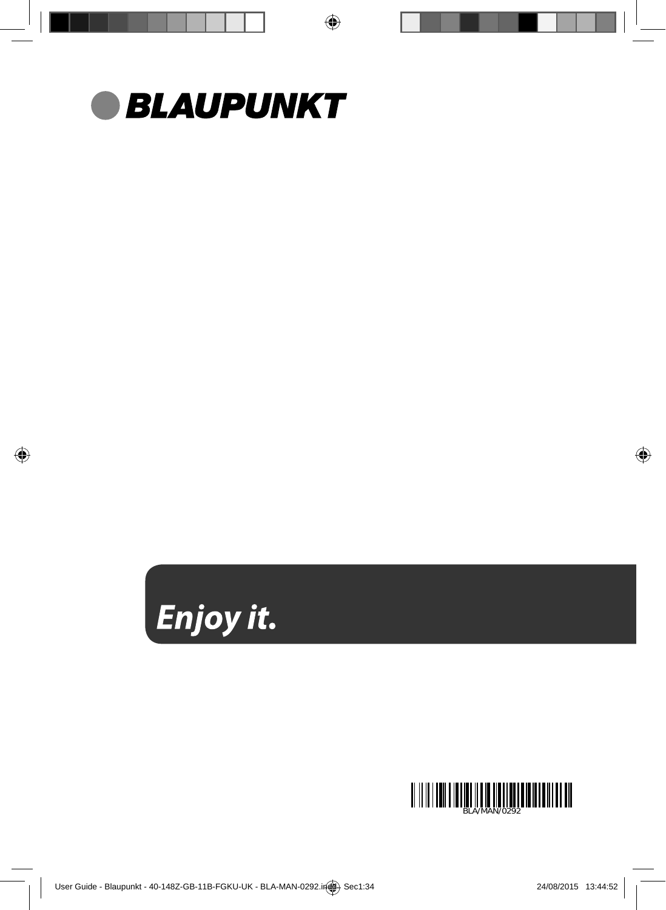BLAUPUNKT

Enjoy it.

BLA/MAN/0292